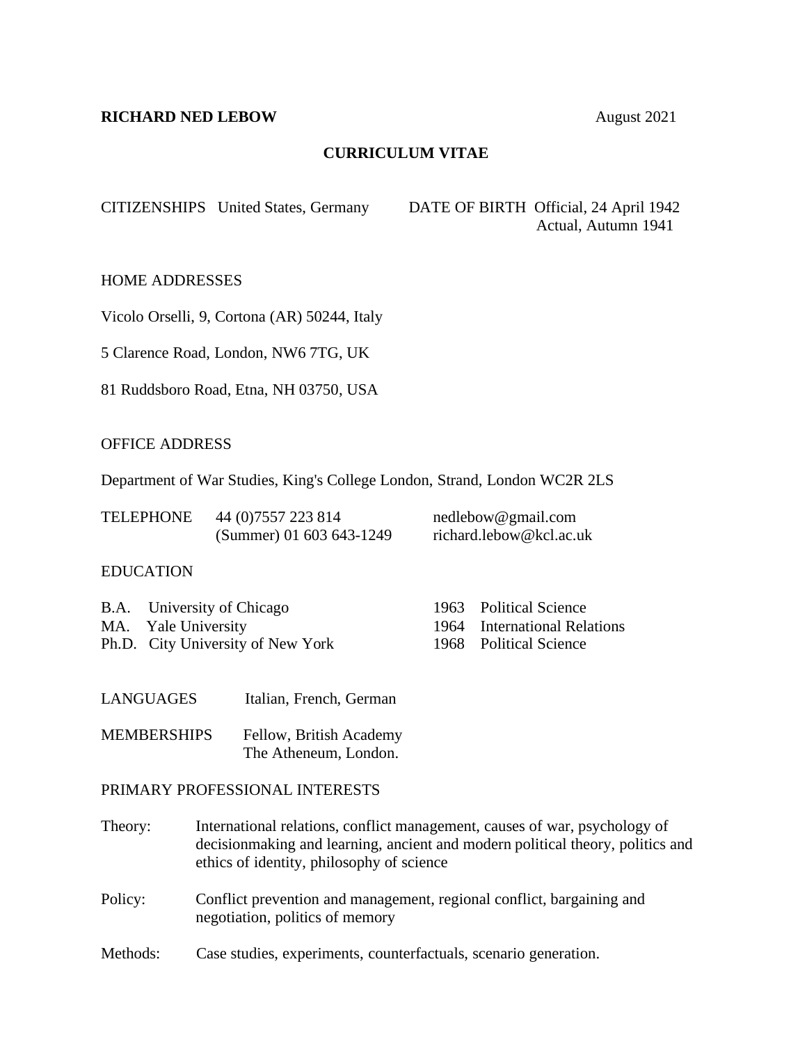**RICHARD NED LEBOW** August 2021

## CURRICULUM VITAE

CITIZENSHIPS United States, Germany

DATE OF BIRTH Official, 24 April 1942
Actual, Autumn 1941

HOME ADDRESSES

Vicolo Orselli, 9, Cortona (AR) 50244, Italy

5 Clarence Road, London, NW6 7TG, UK

81 Ruddsboro Road, Etna, NH 03750, USA

OFFICE ADDRESS

Department of War Studies, King's College London, Strand, London WC2R 2LS

| TELEPHONE | 44 (0)7557 223 814 | nedlebow@gmail.com |
|---|---|---|
| | (Summer) 01 603 643-1249 | richard.lebow@kcl.ac.uk |

EDUCATION

| | | | |
|---|---|---|---|
| B.A. | University of Chicago | 1963 | Political Science |
| MA. | Yale University | 1964 | International Relations |
| Ph.D. | City University of New York | 1968 | Political Science |

LANGUAGES Italian, French, German

MEMBERSHIPS Fellow, British Academy
The Atheneum, London.

PRIMARY PROFESSIONAL INTERESTS

Theory: International relations, conflict management, causes of war, psychology of decisionmaking and learning, ancient and modern political theory, politics and ethics of identity, philosophy of science

Policy: Conflict prevention and management, regional conflict, bargaining and negotiation, politics of memory

Methods: Case studies, experiments, counterfactuals, scenario generation.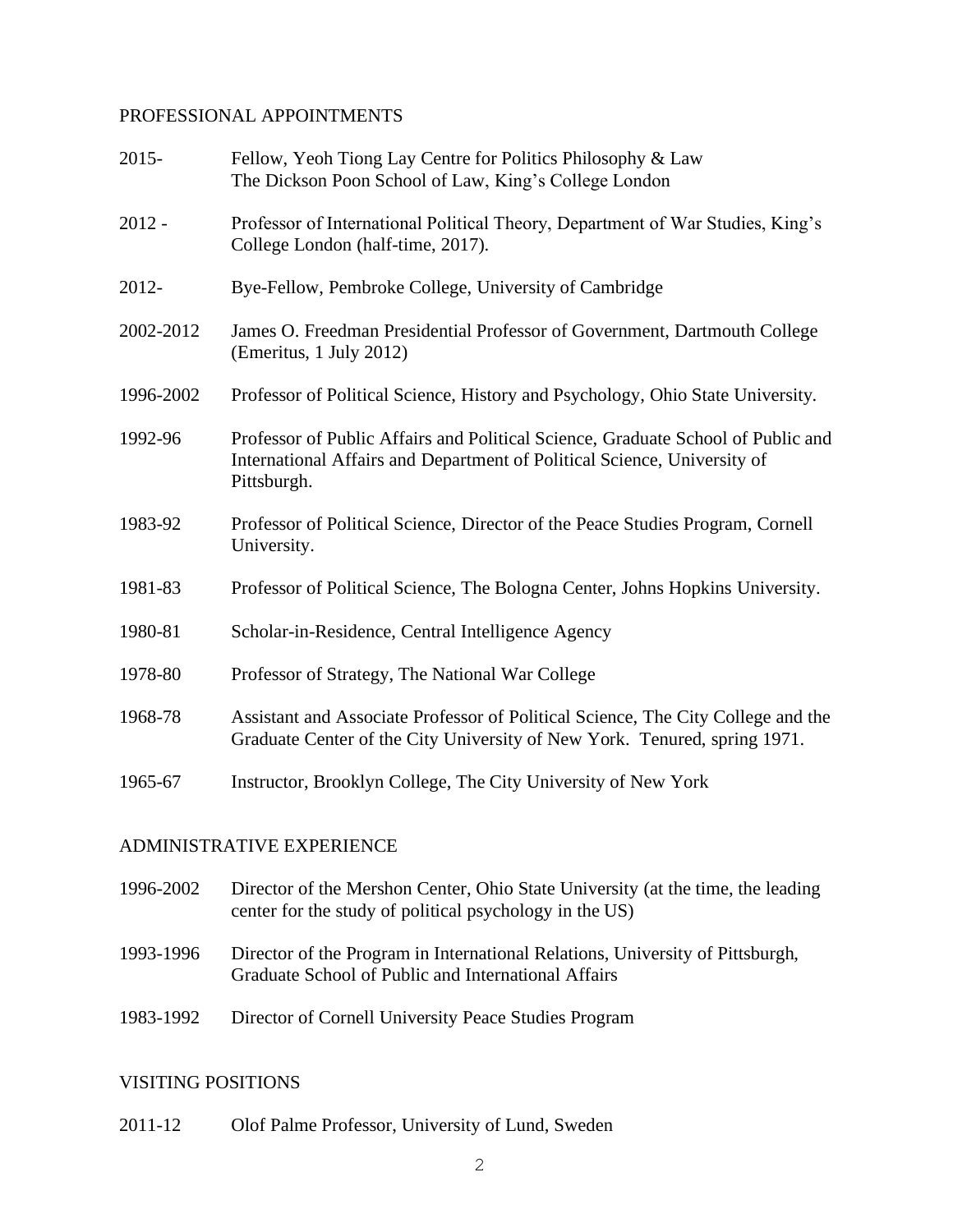## PROFESSIONAL APPOINTMENTS

2015- Fellow, Yeoh Tiong Lay Centre for Politics Philosophy & Law
The Dickson Poon School of Law, King's College London

2012 - Professor of International Political Theory, Department of War Studies, King's College London (half-time, 2017).

2012- Bye-Fellow, Pembroke College, University of Cambridge

2002-2012 James O. Freedman Presidential Professor of Government, Dartmouth College (Emeritus, 1 July 2012)

1996-2002 Professor of Political Science, History and Psychology, Ohio State University.

1992-96 Professor of Public Affairs and Political Science, Graduate School of Public and International Affairs and Department of Political Science, University of Pittsburgh.

1983-92 Professor of Political Science, Director of the Peace Studies Program, Cornell University.

1981-83 Professor of Political Science, The Bologna Center, Johns Hopkins University.

1980-81 Scholar-in-Residence, Central Intelligence Agency

1978-80 Professor of Strategy, The National War College

1968-78 Assistant and Associate Professor of Political Science, The City College and the Graduate Center of the City University of New York. Tenured, spring 1971.

1965-67 Instructor, Brooklyn College, The City University of New York

## ADMINISTRATIVE EXPERIENCE

1996-2002 Director of the Mershon Center, Ohio State University (at the time, the leading center for the study of political psychology in the US)

1993-1996 Director of the Program in International Relations, University of Pittsburgh, Graduate School of Public and International Affairs

1983-1992 Director of Cornell University Peace Studies Program

## VISITING POSITIONS

2011-12 Olof Palme Professor, University of Lund, Sweden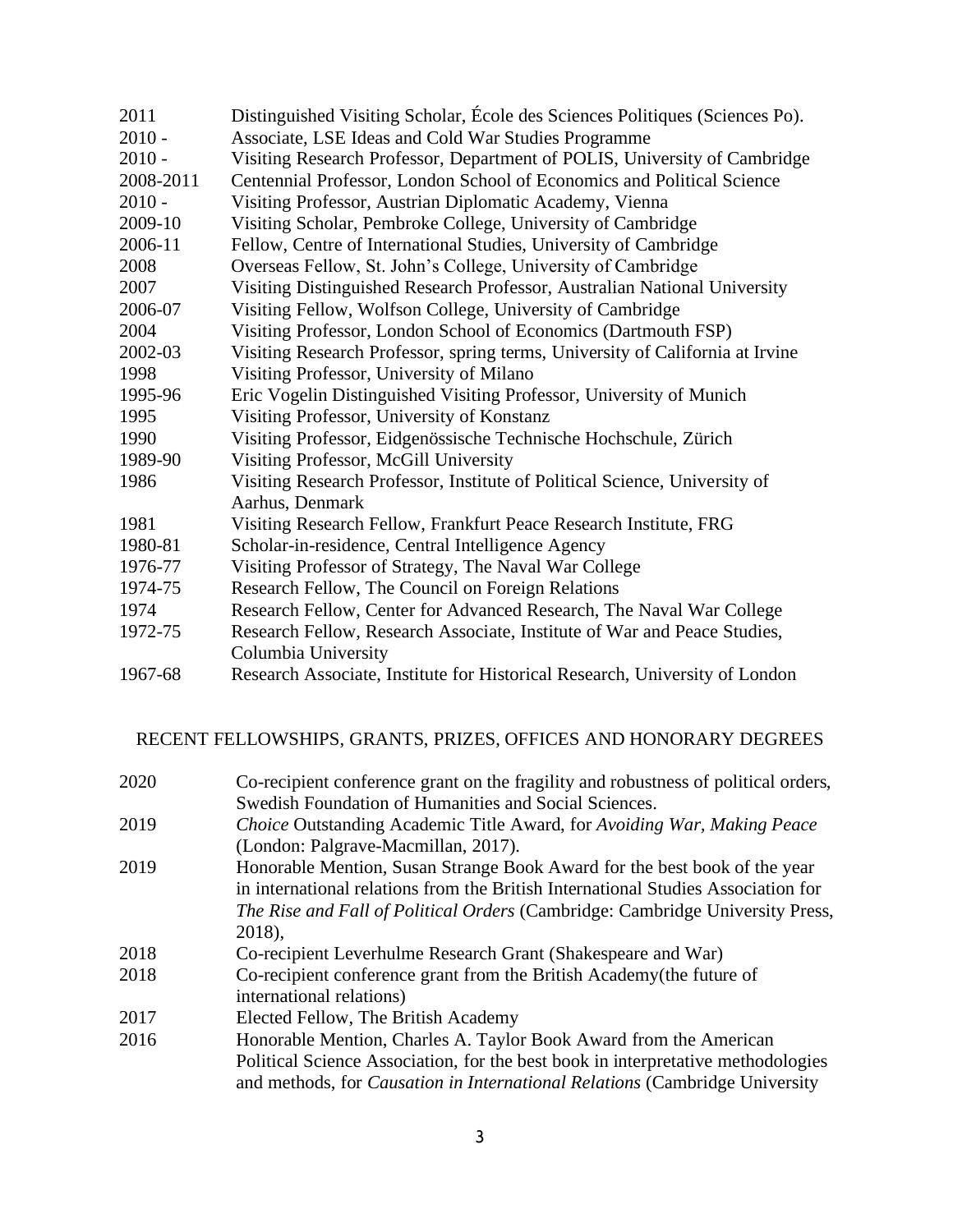| | |
|---|---|
| 2011 | Distinguished Visiting Scholar, École des Sciences Politiques (Sciences Po). |
| 2010 - | Associate, LSE Ideas and Cold War Studies Programme |
| 2010 - | Visiting Research Professor, Department of POLIS, University of Cambridge |
| 2008-2011 | Centennial Professor, London School of Economics and Political Science |
| 2010 - | Visiting Professor, Austrian Diplomatic Academy, Vienna |
| 2009-10 | Visiting Scholar, Pembroke College, University of Cambridge |
| 2006-11 | Fellow, Centre of International Studies, University of Cambridge |
| 2008 | Overseas Fellow, St. John's College, University of Cambridge |
| 2007 | Visiting Distinguished Research Professor, Australian National University |
| 2006-07 | Visiting Fellow, Wolfson College, University of Cambridge |
| 2004 | Visiting Professor, London School of Economics (Dartmouth FSP) |
| 2002-03 | Visiting Research Professor, spring terms, University of California at Irvine |
| 1998 | Visiting Professor, University of Milano |
| 1995-96 | Eric Vogelin Distinguished Visiting Professor, University of Munich |
| 1995 | Visiting Professor, University of Konstanz |
| 1990 | Visiting Professor, Eidgenössische Technische Hochschule, Zürich |
| 1989-90 | Visiting Professor, McGill University |
| 1986 | Visiting Research Professor, Institute of Political Science, University of Aarhus, Denmark |
| 1981 | Visiting Research Fellow, Frankfurt Peace Research Institute, FRG |
| 1980-81 | Scholar-in-residence, Central Intelligence Agency |
| 1976-77 | Visiting Professor of Strategy, The Naval War College |
| 1974-75 | Research Fellow, The Council on Foreign Relations |
| 1974 | Research Fellow, Center for Advanced Research, The Naval War College |
| 1972-75 | Research Fellow, Research Associate, Institute of War and Peace Studies, Columbia University |
| 1967-68 | Research Associate, Institute for Historical Research, University of London |

## RECENT FELLOWSHIPS, GRANTS, PRIZES, OFFICES AND HONORARY DEGREES

| | |
|---|---|
| 2020 | Co-recipient conference grant on the fragility and robustness of political orders, Swedish Foundation of Humanities and Social Sciences. |
| 2019 | *Choice* Outstanding Academic Title Award, for *Avoiding War, Making Peace* (London: Palgrave-Macmillan, 2017). |
| 2019 | Honorable Mention, Susan Strange Book Award for the best book of the year in international relations from the British International Studies Association for *The Rise and Fall of Political Orders* (Cambridge: Cambridge University Press, 2018), |
| 2018 | Co-recipient Leverhulme Research Grant (Shakespeare and War) |
| 2018 | Co-recipient conference grant from the British Academy(the future of international relations) |
| 2017 | Elected Fellow, The British Academy |
| 2016 | Honorable Mention, Charles A. Taylor Book Award from the American Political Science Association, for the best book in interpretative methodologies and methods, for *Causation in International Relations* (Cambridge University |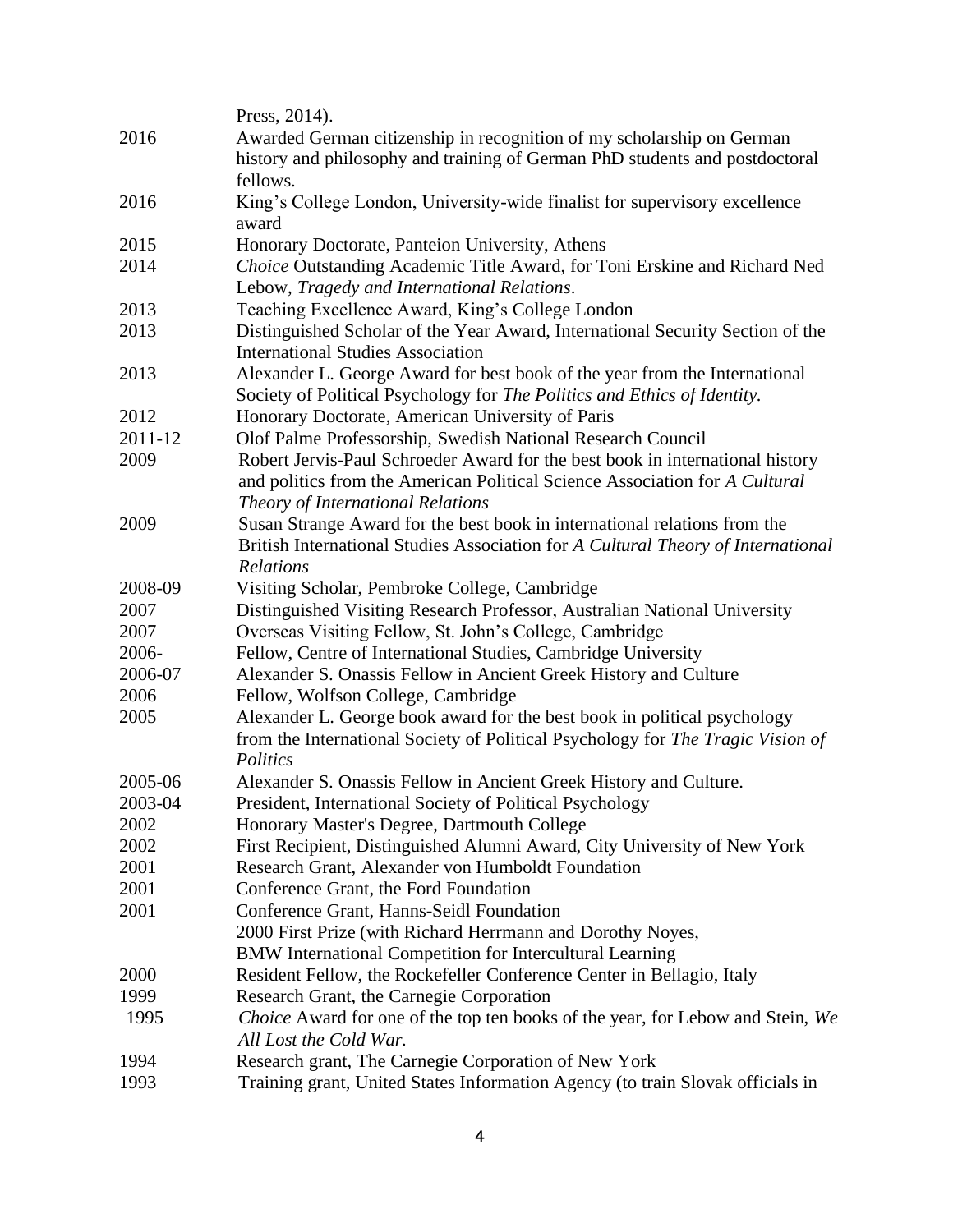| | |
|---|---|
| | Press, 2014). |
| 2016 | Awarded German citizenship in recognition of my scholarship on German history and philosophy and training of German PhD students and postdoctoral fellows. |
| 2016 | King's College London, University-wide finalist for supervisory excellence award |
| 2015 | Honorary Doctorate, Panteion University, Athens |
| 2014 | *Choice* Outstanding Academic Title Award, for Toni Erskine and Richard Ned Lebow, *Tragedy and International Relations*. |
| 2013 | Teaching Excellence Award, King's College London |
| 2013 | Distinguished Scholar of the Year Award, International Security Section of the International Studies Association |
| 2013 | Alexander L. George Award for best book of the year from the International Society of Political Psychology for *The Politics and Ethics of Identity.* |
| 2012 | Honorary Doctorate, American University of Paris |
| 2011-12 | Olof Palme Professorship, Swedish National Research Council |
| 2009 | Robert Jervis-Paul Schroeder Award for the best book in international history and politics from the American Political Science Association for *A Cultural Theory of International Relations* |
| 2009 | Susan Strange Award for the best book in international relations from the British International Studies Association for *A Cultural Theory of International Relations* |
| 2008-09 | Visiting Scholar, Pembroke College, Cambridge |
| 2007 | Distinguished Visiting Research Professor, Australian National University |
| 2007 | Overseas Visiting Fellow, St. John's College, Cambridge |
| 2006- | Fellow, Centre of International Studies, Cambridge University |
| 2006-07 | Alexander S. Onassis Fellow in Ancient Greek History and Culture |
| 2006 | Fellow, Wolfson College, Cambridge |
| 2005 | Alexander L. George book award for the best book in political psychology from the International Society of Political Psychology for *The Tragic Vision of Politics* |
| 2005-06 | Alexander S. Onassis Fellow in Ancient Greek History and Culture. |
| 2003-04 | President, International Society of Political Psychology |
| 2002 | Honorary Master's Degree, Dartmouth College |
| 2002 | First Recipient, Distinguished Alumni Award, City University of New York |
| 2001 | Research Grant, Alexander von Humboldt Foundation |
| 2001 | Conference Grant, the Ford Foundation |
| 2001 | Conference Grant, Hanns-Seidl Foundation |
| | 2000 First Prize (with Richard Herrmann and Dorothy Noyes, BMW International Competition for Intercultural Learning |
| 2000 | Resident Fellow, the Rockefeller Conference Center in Bellagio, Italy |
| 1999 | Research Grant, the Carnegie Corporation |
| 1995 | *Choice* Award for one of the top ten books of the year, for Lebow and Stein, *We All Lost the Cold War.* |
| 1994 | Research grant, The Carnegie Corporation of New York |
| 1993 | Training grant, United States Information Agency (to train Slovak officials in |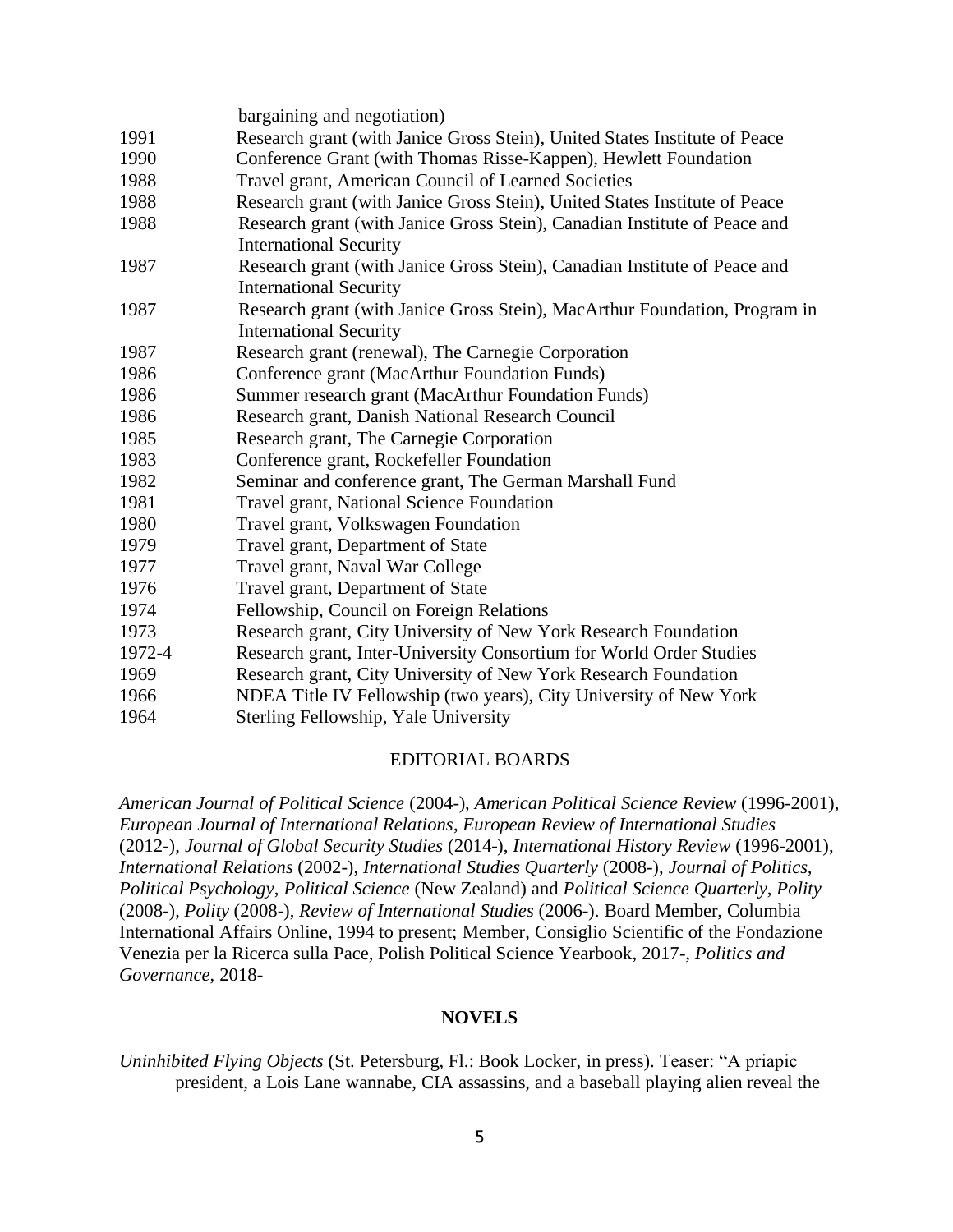bargaining and negotiation)

| | |
|---|---|
| 1991 | Research grant (with Janice Gross Stein), United States Institute of Peace |
| 1990 | Conference Grant (with Thomas Risse-Kappen), Hewlett Foundation |
| 1988 | Travel grant, American Council of Learned Societies |
| 1988 | Research grant (with Janice Gross Stein), United States Institute of Peace |
| 1988 | Research grant (with Janice Gross Stein), Canadian Institute of Peace and International Security |
| 1987 | Research grant (with Janice Gross Stein), Canadian Institute of Peace and International Security |
| 1987 | Research grant (with Janice Gross Stein), MacArthur Foundation, Program in International Security |
| 1987 | Research grant (renewal), The Carnegie Corporation |
| 1986 | Conference grant (MacArthur Foundation Funds) |
| 1986 | Summer research grant (MacArthur Foundation Funds) |
| 1986 | Research grant, Danish National Research Council |
| 1985 | Research grant, The Carnegie Corporation |
| 1983 | Conference grant, Rockefeller Foundation |
| 1982 | Seminar and conference grant, The German Marshall Fund |
| 1981 | Travel grant, National Science Foundation |
| 1980 | Travel grant, Volkswagen Foundation |
| 1979 | Travel grant, Department of State |
| 1977 | Travel grant, Naval War College |
| 1976 | Travel grant, Department of State |
| 1974 | Fellowship, Council on Foreign Relations |
| 1973 | Research grant, City University of New York Research Foundation |
| 1972-4 | Research grant, Inter-University Consortium for World Order Studies |
| 1969 | Research grant, City University of New York Research Foundation |
| 1966 | NDEA Title IV Fellowship (two years), City University of New York |
| 1964 | Sterling Fellowship, Yale University |

## EDITORIAL BOARDS

*American Journal of Political Science* (2004-), *American Political Science Review* (1996-2001), *European Journal of International Relations*, *European Review of International Studies* (2012-), *Journal of Global Security Studies* (2014-), *International History Review* (1996-2001), *International Relations* (2002-), *International Studies Quarterly* (2008-), *Journal of Politics*, *Political Psychology*, *Political Science* (New Zealand) and *Political Science Quarterly*, *Polity* (2008-), *Polity* (2008-), *Review of International Studies* (2006-). Board Member, Columbia International Affairs Online, 1994 to present; Member, Consiglio Scientific of the Fondazione Venezia per la Ricerca sulla Pace, Polish Political Science Yearbook, 2017-, *Politics and Governance*, 2018-

## **NOVELS**

*Uninhibited Flying Objects* (St. Petersburg, Fl.: Book Locker, in press). Teaser: "A priapic president, a Lois Lane wannabe, CIA assassins, and a baseball playing alien reveal the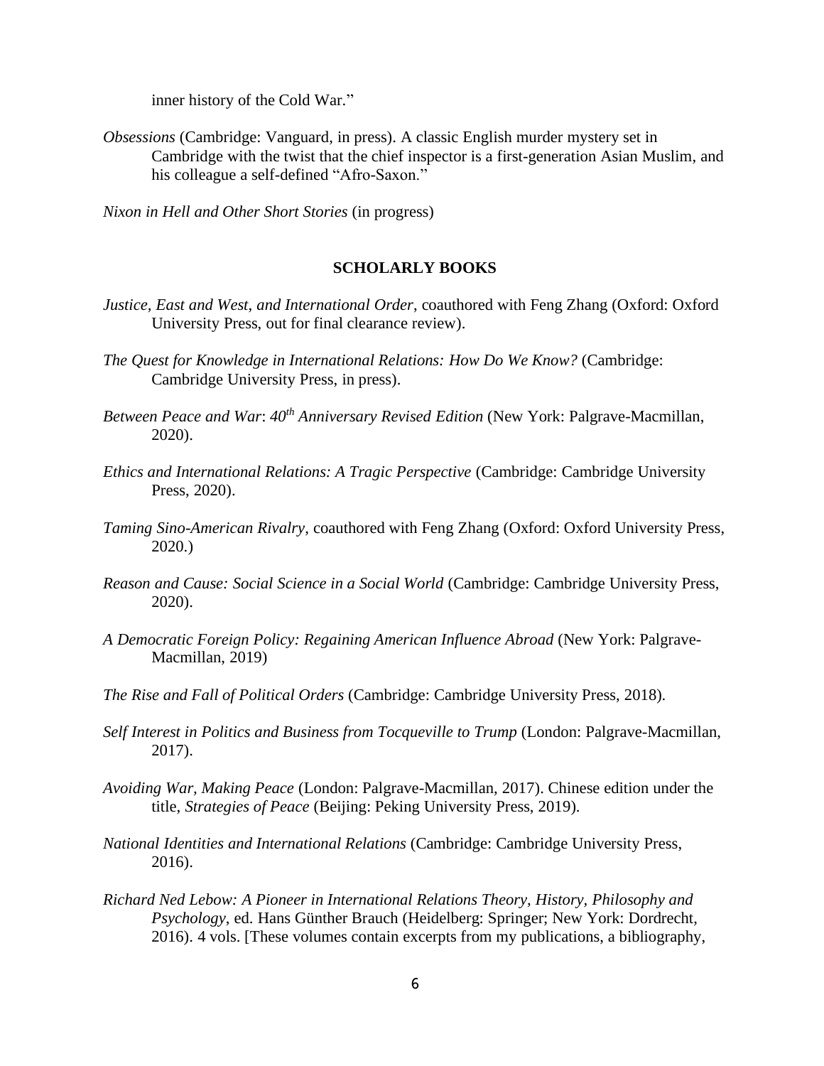inner history of the Cold War."

*Obsessions* (Cambridge: Vanguard, in press). A classic English murder mystery set in Cambridge with the twist that the chief inspector is a first-generation Asian Muslim, and his colleague a self-defined "Afro-Saxon."

*Nixon in Hell and Other Short Stories* (in progress)

## SCHOLARLY BOOKS

*Justice, East and West, and International Order*, coauthored with Feng Zhang (Oxford: Oxford University Press, out for final clearance review).

*The Quest for Knowledge in International Relations: How Do We Know?* (Cambridge: Cambridge University Press, in press).

*Between Peace and War*: *40th Anniversary Revised Edition* (New York: Palgrave-Macmillan, 2020).

*Ethics and International Relations: A Tragic Perspective* (Cambridge: Cambridge University Press, 2020).

*Taming Sino-American Rivalry*, coauthored with Feng Zhang (Oxford: Oxford University Press, 2020.)

*Reason and Cause: Social Science in a Social World* (Cambridge: Cambridge University Press, 2020).

*A Democratic Foreign Policy: Regaining American Influence Abroad* (New York: Palgrave-Macmillan, 2019)

*The Rise and Fall of Political Orders* (Cambridge: Cambridge University Press, 2018).

*Self Interest in Politics and Business from Tocqueville to Trump* (London: Palgrave-Macmillan, 2017).

*Avoiding War, Making Peace* (London: Palgrave-Macmillan, 2017). Chinese edition under the title, *Strategies of Peace* (Beijing: Peking University Press, 2019).

*National Identities and International Relations* (Cambridge: Cambridge University Press, 2016).

*Richard Ned Lebow: A Pioneer in International Relations Theory, History, Philosophy and Psychology*, ed. Hans Günther Brauch (Heidelberg: Springer; New York: Dordrecht, 2016). 4 vols. [These volumes contain excerpts from my publications, a bibliography,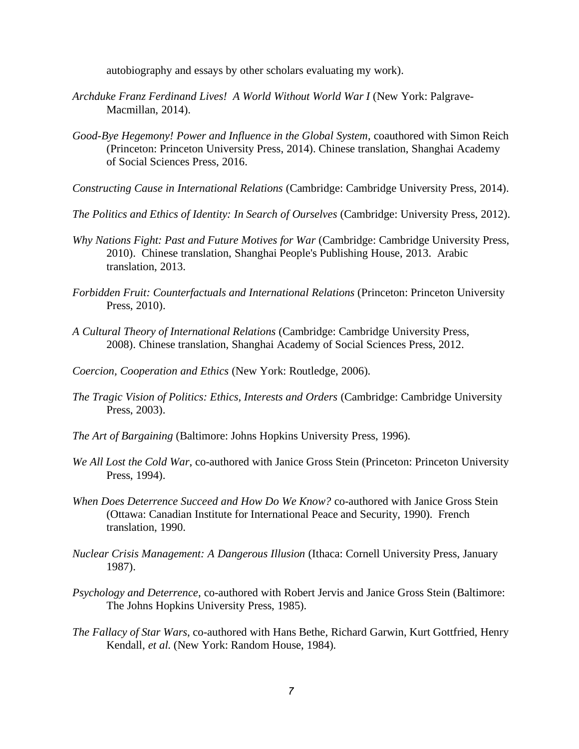autobiography and essays by other scholars evaluating my work).

*Archduke Franz Ferdinand Lives! A World Without World War I* (New York: Palgrave-Macmillan, 2014).

*Good-Bye Hegemony! Power and Influence in the Global System*, coauthored with Simon Reich (Princeton: Princeton University Press, 2014). Chinese translation, Shanghai Academy of Social Sciences Press, 2016.

*Constructing Cause in International Relations* (Cambridge: Cambridge University Press, 2014).

*The Politics and Ethics of Identity: In Search of Ourselves* (Cambridge: University Press, 2012).

*Why Nations Fight: Past and Future Motives for War* (Cambridge: Cambridge University Press, 2010). Chinese translation, Shanghai People's Publishing House, 2013. Arabic translation, 2013.

*Forbidden Fruit: Counterfactuals and International Relations* (Princeton: Princeton University Press, 2010).

*A Cultural Theory of International Relations* (Cambridge: Cambridge University Press, 2008). Chinese translation, Shanghai Academy of Social Sciences Press, 2012.

*Coercion, Cooperation and Ethics* (New York: Routledge, 2006).

*The Tragic Vision of Politics: Ethics, Interests and Orders* (Cambridge: Cambridge University Press, 2003).

*The Art of Bargaining* (Baltimore: Johns Hopkins University Press, 1996).

*We All Lost the Cold War*, co-authored with Janice Gross Stein (Princeton: Princeton University Press, 1994).

*When Does Deterrence Succeed and How Do We Know?* co-authored with Janice Gross Stein (Ottawa: Canadian Institute for International Peace and Security, 1990). French translation, 1990.

*Nuclear Crisis Management: A Dangerous Illusion* (Ithaca: Cornell University Press, January 1987).

*Psychology and Deterrence*, co-authored with Robert Jervis and Janice Gross Stein (Baltimore: The Johns Hopkins University Press, 1985).

*The Fallacy of Star Wars*, co-authored with Hans Bethe, Richard Garwin, Kurt Gottfried, Henry Kendall, *et al.* (New York: Random House, 1984).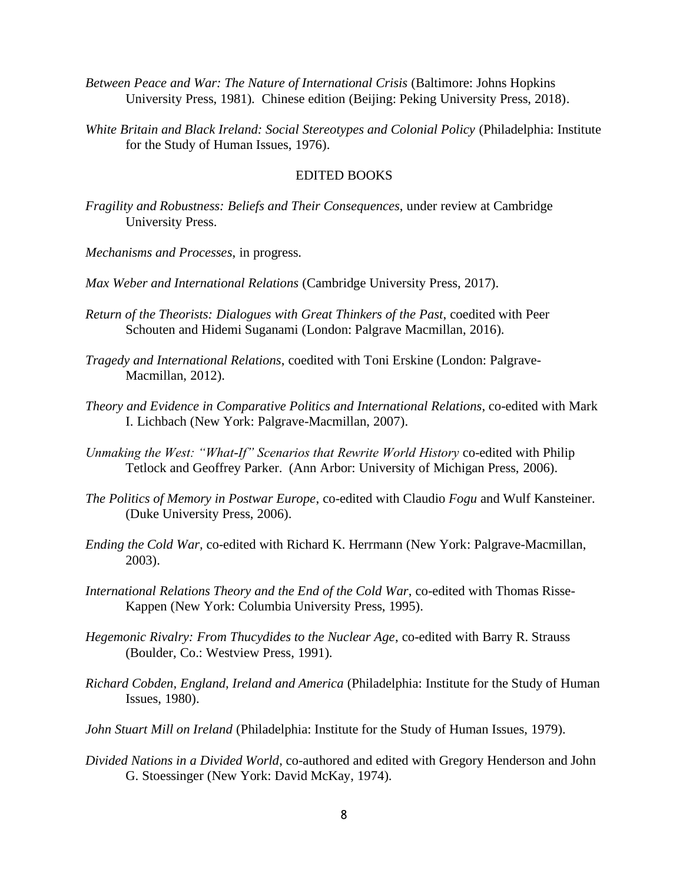*Between Peace and War: The Nature of International Crisis* (Baltimore: Johns Hopkins University Press, 1981). Chinese edition (Beijing: Peking University Press, 2018).

*White Britain and Black Ireland: Social Stereotypes and Colonial Policy* (Philadelphia: Institute for the Study of Human Issues, 1976).

## EDITED BOOKS

*Fragility and Robustness: Beliefs and Their Consequences*, under review at Cambridge University Press.

*Mechanisms and Processes*, in progress.

*Max Weber and International Relations* (Cambridge University Press, 2017).

*Return of the Theorists: Dialogues with Great Thinkers of the Past*, coedited with Peer Schouten and Hidemi Suganami (London: Palgrave Macmillan, 2016).

*Tragedy and International Relations*, coedited with Toni Erskine (London: Palgrave-Macmillan, 2012).

*Theory and Evidence in Comparative Politics and International Relations*, co-edited with Mark I. Lichbach (New York: Palgrave-Macmillan, 2007).

*Unmaking the West: "What-If" Scenarios that Rewrite World History* co-edited with Philip Tetlock and Geoffrey Parker. (Ann Arbor: University of Michigan Press, 2006).

*The Politics of Memory in Postwar Europe*, co-edited with Claudio *Fogu* and Wulf Kansteiner. (Duke University Press, 2006).

*Ending the Cold War,* co-edited with Richard K. Herrmann (New York: Palgrave-Macmillan, 2003).

*International Relations Theory and the End of the Cold War*, co-edited with Thomas Risse-Kappen (New York: Columbia University Press, 1995).

*Hegemonic Rivalry: From Thucydides to the Nuclear Age*, co-edited with Barry R. Strauss (Boulder, Co.: Westview Press, 1991).

*Richard Cobden, England, Ireland and America* (Philadelphia: Institute for the Study of Human Issues, 1980).

*John Stuart Mill on Ireland* (Philadelphia: Institute for the Study of Human Issues, 1979).

*Divided Nations in a Divided World*, co-authored and edited with Gregory Henderson and John G. Stoessinger (New York: David McKay, 1974).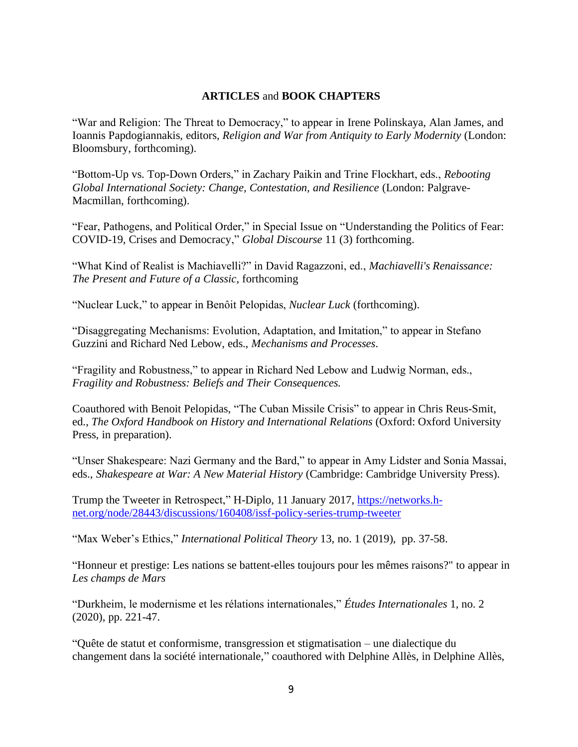**ARTICLES** and **BOOK CHAPTERS**

"War and Religion: The Threat to Democracy," to appear in Irene Polinskaya, Alan James, and Ioannis Papdogiannakis, editors, *Religion and War from Antiquity to Early Modernity* (London: Bloomsbury, forthcoming).

"Bottom-Up vs. Top-Down Orders," in Zachary Paikin and Trine Flockhart, eds., *Rebooting Global International Society: Change, Contestation, and Resilience* (London: Palgrave-Macmillan, forthcoming).

"Fear, Pathogens, and Political Order," in Special Issue on "Understanding the Politics of Fear: COVID-19, Crises and Democracy," *Global Discourse* 11 (3) forthcoming.

"What Kind of Realist is Machiavelli?" in David Ragazzoni, ed., *Machiavelli's Renaissance: The Present and Future of a Classic*, forthcoming

"Nuclear Luck," to appear in Benôit Pelopidas, *Nuclear Luck* (forthcoming).

"Disaggregating Mechanisms: Evolution, Adaptation, and Imitation," to appear in Stefano Guzzini and Richard Ned Lebow, eds., *Mechanisms and Processes*.

"Fragility and Robustness," to appear in Richard Ned Lebow and Ludwig Norman, eds., *Fragility and Robustness: Beliefs and Their Consequences.*

Coauthored with Benoit Pelopidas, "The Cuban Missile Crisis" to appear in Chris Reus-Smit, ed., *The Oxford Handbook on History and International Relations* (Oxford: Oxford University Press, in preparation).

"Unser Shakespeare: Nazi Germany and the Bard," to appear in Amy Lidster and Sonia Massai, eds., *Shakespeare at War: A New Material History* (Cambridge: Cambridge University Press).

Trump the Tweeter in Retrospect," H-Diplo, 11 January 2017, https://networks.h-net.org/node/28443/discussions/160408/issf-policy-series-trump-tweeter

"Max Weber's Ethics," *International Political Theory* 13, no. 1 (2019), pp. 37-58.

"Honneur et prestige: Les nations se battent-elles toujours pour les mêmes raisons?" to appear in *Les champs de Mars*

"Durkheim, le modernisme et les rélations internationales," *Études Internationales* 1, no. 2 (2020), pp. 221-47.

"Quête de statut et conformisme, transgression et stigmatisation – une dialectique du changement dans la société internationale," coauthored with Delphine Allès, in Delphine Allès,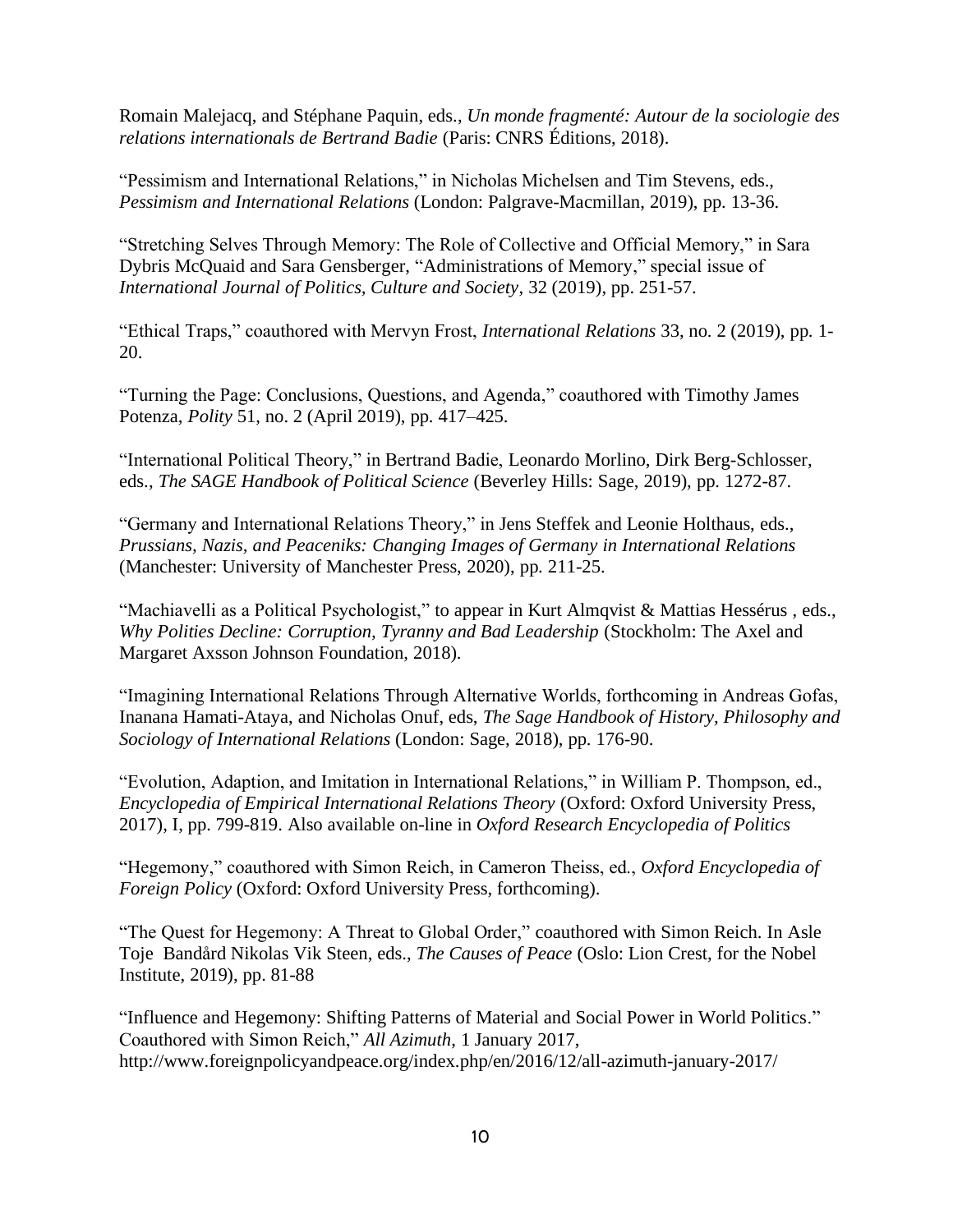Romain Malejacq, and Stéphane Paquin, eds., *Un monde fragmenté: Autour de la sociologie des relations internationals de Bertrand Badie* (Paris: CNRS Éditions, 2018).

"Pessimism and International Relations," in Nicholas Michelsen and Tim Stevens, eds., *Pessimism and International Relations* (London: Palgrave-Macmillan, 2019), pp. 13-36.

"Stretching Selves Through Memory: The Role of Collective and Official Memory," in Sara Dybris McQuaid and Sara Gensberger, "Administrations of Memory," special issue of *International Journal of Politics, Culture and Society*, 32 (2019), pp. 251-57.

"Ethical Traps," coauthored with Mervyn Frost, *International Relations* 33, no. 2 (2019), pp. 1-20.

"Turning the Page: Conclusions, Questions, and Agenda," coauthored with Timothy James Potenza, *Polity* 51, no. 2 (April 2019), pp. 417–425.

"International Political Theory," in Bertrand Badie, Leonardo Morlino, Dirk Berg-Schlosser, eds., *The SAGE Handbook of Political Science* (Beverley Hills: Sage, 2019), pp. 1272-87.

"Germany and International Relations Theory," in Jens Steffek and Leonie Holthaus, eds., *Prussians, Nazis, and Peaceniks: Changing Images of Germany in International Relations* (Manchester: University of Manchester Press, 2020), pp. 211-25.

"Machiavelli as a Political Psychologist," to appear in Kurt Almqvist & Mattias Hessérus , eds., *Why Polities Decline: Corruption, Tyranny and Bad Leadership* (Stockholm: The Axel and Margaret Axsson Johnson Foundation, 2018).

"Imagining International Relations Through Alternative Worlds, forthcoming in Andreas Gofas, Inanana Hamati-Ataya, and Nicholas Onuf, eds, *The Sage Handbook of History, Philosophy and Sociology of International Relations* (London: Sage, 2018), pp. 176-90.

"Evolution, Adaption, and Imitation in International Relations," in William P. Thompson, ed., *Encyclopedia of Empirical International Relations Theory* (Oxford: Oxford University Press, 2017), I, pp. 799-819. Also available on-line in *Oxford Research Encyclopedia of Politics*

"Hegemony," coauthored with Simon Reich, in Cameron Theiss, ed., *Oxford Encyclopedia of Foreign Policy* (Oxford: Oxford University Press, forthcoming).

"The Quest for Hegemony: A Threat to Global Order," coauthored with Simon Reich. In Asle Toje Bandård Nikolas Vik Steen, eds., *The Causes of Peace* (Oslo: Lion Crest, for the Nobel Institute, 2019), pp. 81-88

"Influence and Hegemony: Shifting Patterns of Material and Social Power in World Politics." Coauthored with Simon Reich," *All Azimuth*, 1 January 2017, http://www.foreignpolicyandpeace.org/index.php/en/2016/12/all-azimuth-january-2017/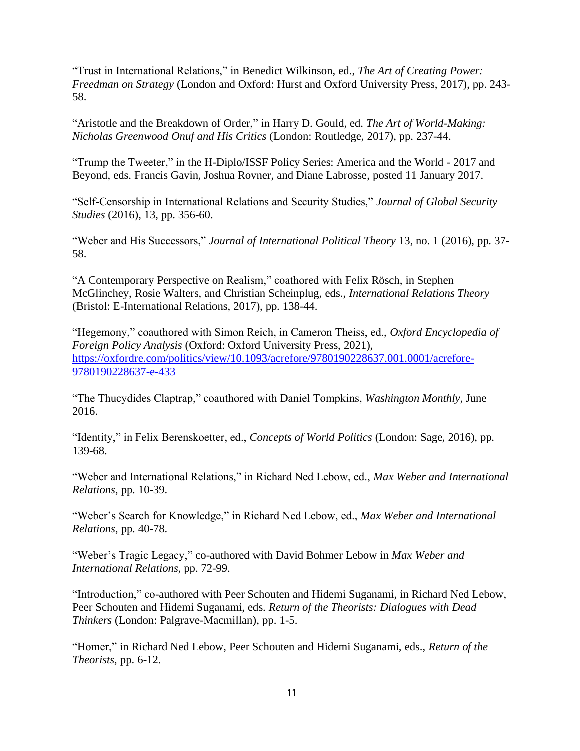"Trust in International Relations," in Benedict Wilkinson, ed., *The Art of Creating Power: Freedman on Strategy* (London and Oxford: Hurst and Oxford University Press, 2017), pp. 243-58.

"Aristotle and the Breakdown of Order," in Harry D. Gould, ed. *The Art of World-Making: Nicholas Greenwood Onuf and His Critics* (London: Routledge, 2017), pp. 237-44.

"Trump the Tweeter," in the H-Diplo/ISSF Policy Series: America and the World - 2017 and Beyond, eds. Francis Gavin, Joshua Rovner, and Diane Labrosse, posted 11 January 2017.

"Self-Censorship in International Relations and Security Studies," *Journal of Global Security Studies* (2016), 13, pp. 356-60.

"Weber and His Successors," *Journal of International Political Theory* 13, no. 1 (2016), pp. 37-58.

"A Contemporary Perspective on Realism," coathored with Felix Rösch, in Stephen McGlinchey, Rosie Walters, and Christian Scheinplug, eds., *International Relations Theory* (Bristol: E-International Relations, 2017), pp. 138-44.

"Hegemony," coauthored with Simon Reich, in Cameron Theiss, ed., *Oxford Encyclopedia of Foreign Policy Analysis* (Oxford: Oxford University Press, 2021), https://oxfordre.com/politics/view/10.1093/acrefore/9780190228637.001.0001/acrefore-9780190228637-e-433

"The Thucydides Claptrap," coauthored with Daniel Tompkins, *Washington Monthly*, June 2016.

"Identity," in Felix Berenskoetter, ed., *Concepts of World Politics* (London: Sage, 2016), pp. 139-68.

"Weber and International Relations," in Richard Ned Lebow, ed., *Max Weber and International Relations*, pp. 10-39.

"Weber's Search for Knowledge," in Richard Ned Lebow, ed., *Max Weber and International Relations*, pp. 40-78.

"Weber's Tragic Legacy," co-authored with David Bohmer Lebow in *Max Weber and International Relations*, pp. 72-99.

"Introduction," co-authored with Peer Schouten and Hidemi Suganami, in Richard Ned Lebow, Peer Schouten and Hidemi Suganami, eds. *Return of the Theorists: Dialogues with Dead Thinkers* (London: Palgrave-Macmillan), pp. 1-5.

"Homer," in Richard Ned Lebow, Peer Schouten and Hidemi Suganami, eds., *Return of the Theorists*, pp. 6-12.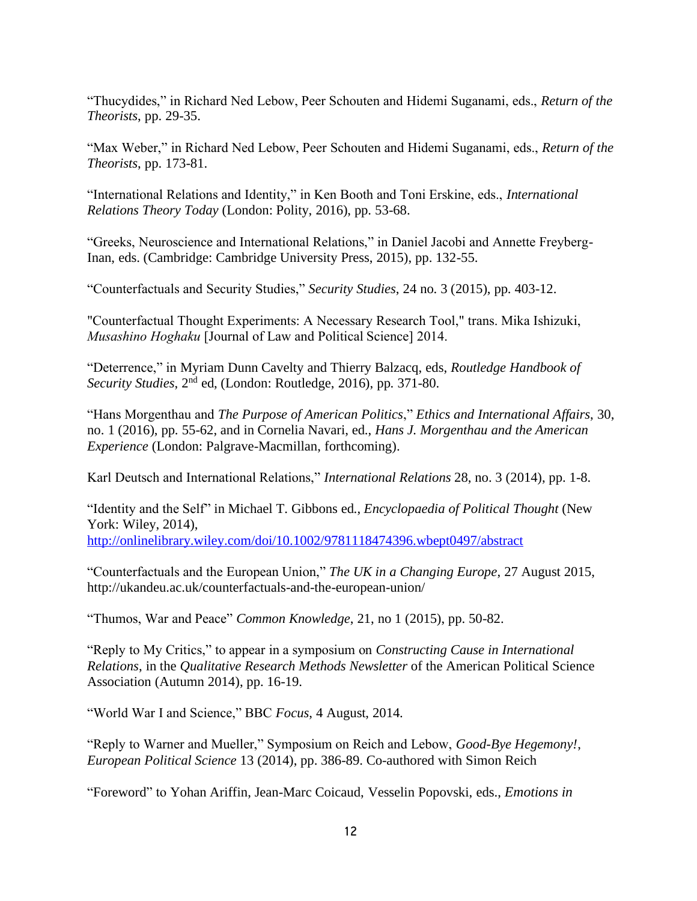“Thucydides,” in Richard Ned Lebow, Peer Schouten and Hidemi Suganami, eds., *Return of the Theorists*, pp. 29-35.

“Max Weber,” in Richard Ned Lebow, Peer Schouten and Hidemi Suganami, eds., *Return of the Theorists*, pp. 173-81.

“International Relations and Identity,” in Ken Booth and Toni Erskine, eds., *International Relations Theory Today* (London: Polity, 2016), pp. 53-68.

“Greeks, Neuroscience and International Relations,” in Daniel Jacobi and Annette Freyberg-Inan, eds. (Cambridge: Cambridge University Press, 2015), pp. 132-55.

“Counterfactuals and Security Studies,” *Security Studies*, 24 no. 3 (2015), pp. 403-12.

"Counterfactual Thought Experiments: A Necessary Research Tool," trans. Mika Ishizuki, *Musashino Hoghaku* [Journal of Law and Political Science] 2014.

“Deterrence,” in Myriam Dunn Cavelty and Thierry Balzacq, eds, *Routledge Handbook of Security Studies*, 2nd ed, (London: Routledge, 2016), pp. 371-80.

“Hans Morgenthau and *The Purpose of American Politics*,” *Ethics and International Affairs*, 30, no. 1 (2016), pp. 55-62, and in Cornelia Navari, ed., *Hans J. Morgenthau and the American Experience* (London: Palgrave-Macmillan, forthcoming).

Karl Deutsch and International Relations,” *International Relations* 28, no. 3 (2014), pp. 1-8.

“Identity and the Self” in Michael T. Gibbons ed., *Encyclopaedia of Political Thought* (New York: Wiley, 2014), http://onlinelibrary.wiley.com/doi/10.1002/9781118474396.wbept0497/abstract

“Counterfactuals and the European Union,” *The UK in a Changing Europe*, 27 August 2015, http://ukandeu.ac.uk/counterfactuals-and-the-european-union/

“Thumos, War and Peace” *Common Knowledge*, 21, no 1 (2015), pp. 50-82.

“Reply to My Critics,” to appear in a symposium on *Constructing Cause in International Relations*, in the *Qualitative Research Methods Newsletter* of the American Political Science Association (Autumn 2014), pp. 16-19.

“World War I and Science,” BBC *Focus*, 4 August, 2014.

“Reply to Warner and Mueller,” Symposium on Reich and Lebow, *Good-Bye Hegemony!*, *European Political Science* 13 (2014), pp. 386-89. Co-authored with Simon Reich

“Foreword” to Yohan Ariffin, Jean-Marc Coicaud, Vesselin Popovski, eds., *Emotions in*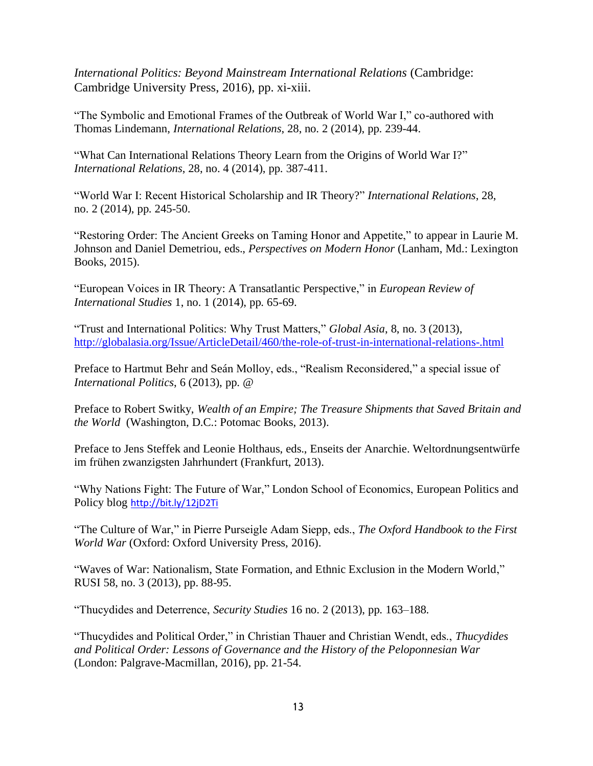*International Politics: Beyond Mainstream International Relations* (Cambridge: Cambridge University Press, 2016), pp. xi-xiii.

"The Symbolic and Emotional Frames of the Outbreak of World War I," co-authored with Thomas Lindemann, *International Relations*, 28, no. 2 (2014), pp. 239-44.

"What Can International Relations Theory Learn from the Origins of World War I?" *International Relations*, 28, no. 4 (2014), pp. 387-411.

"World War I: Recent Historical Scholarship and IR Theory?" *International Relations*, 28, no. 2 (2014), pp. 245-50.

"Restoring Order: The Ancient Greeks on Taming Honor and Appetite," to appear in Laurie M. Johnson and Daniel Demetriou, eds., *Perspectives on Modern Honor* (Lanham, Md.: Lexington Books, 2015).

"European Voices in IR Theory: A Transatlantic Perspective," in *European Review of International Studies* 1, no. 1 (2014), pp. 65-69.

"Trust and International Politics: Why Trust Matters," *Global Asia*, 8, no. 3 (2013), http://globalasia.org/Issue/ArticleDetail/460/the-role-of-trust-in-international-relations-.html

Preface to Hartmut Behr and Seán Molloy, eds., "Realism Reconsidered," a special issue of *International Politics*, 6 (2013), pp. @

Preface to Robert Switky, *Wealth of an Empire; The Treasure Shipments that Saved Britain and the World* (Washington, D.C.: Potomac Books, 2013).

Preface to Jens Steffek and Leonie Holthaus, eds., Enseits der Anarchie. Weltordnungsentwürfe im frühen zwanzigsten Jahrhundert (Frankfurt, 2013).

"Why Nations Fight: The Future of War," London School of Economics, European Politics and Policy blog http://bit.ly/12jD2Ti

"The Culture of War," in Pierre Purseigle Adam Siepp, eds., *The Oxford Handbook to the First World War* (Oxford: Oxford University Press, 2016).

"Waves of War: Nationalism, State Formation, and Ethnic Exclusion in the Modern World," RUSI 58, no. 3 (2013), pp. 88-95.

"Thucydides and Deterrence, *Security Studies* 16 no. 2 (2013), pp. 163–188.

"Thucydides and Political Order," in Christian Thauer and Christian Wendt, eds., *Thucydides and Political Order: Lessons of Governance and the History of the Peloponnesian War* (London: Palgrave-Macmillan, 2016), pp. 21-54.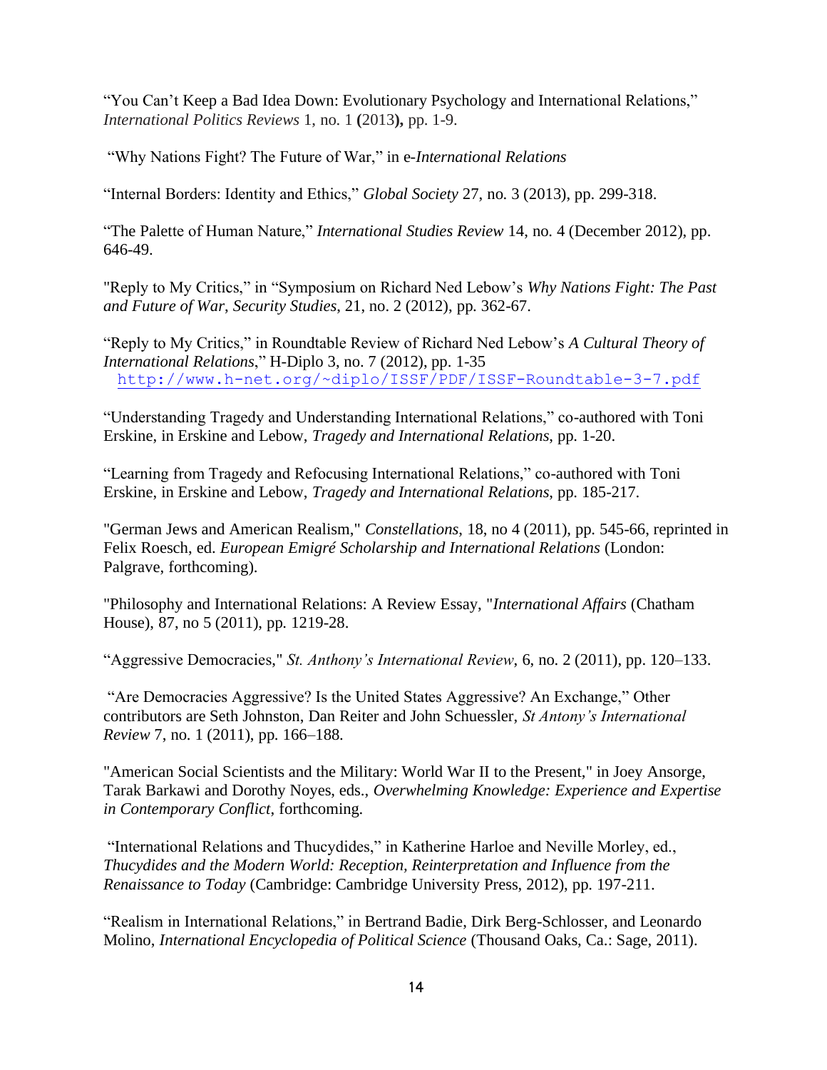"You Can't Keep a Bad Idea Down: Evolutionary Psychology and International Relations," *International Politics Reviews* 1, no. 1 **(**2013**),** pp. 1-9.

"Why Nations Fight? The Future of War," in e-*International Relations*

"Internal Borders: Identity and Ethics," *Global Society* 27, no. 3 (2013), pp. 299-318.

"The Palette of Human Nature," *International Studies Review* 14, no. 4 (December 2012), pp. 646-49.

"Reply to My Critics," in "Symposium on Richard Ned Lebow's *Why Nations Fight: The Past and Future of War*, *Security Studies*, 21, no. 2 (2012), pp. 362-67.

"Reply to My Critics," in Roundtable Review of Richard Ned Lebow's *A Cultural Theory of International Relations*," H-Diplo 3, no. 7 (2012), pp. 1-35 http://www.h-net.org/~diplo/ISSF/PDF/ISSF-Roundtable-3-7.pdf

"Understanding Tragedy and Understanding International Relations," co-authored with Toni Erskine, in Erskine and Lebow, *Tragedy and International Relations*, pp. 1-20.

"Learning from Tragedy and Refocusing International Relations," co-authored with Toni Erskine, in Erskine and Lebow, *Tragedy and International Relations*, pp. 185-217.

"German Jews and American Realism," *Constellations*, 18, no 4 (2011), pp. 545-66, reprinted in Felix Roesch, ed. *European Emigré Scholarship and International Relations* (London: Palgrave, forthcoming).

"Philosophy and International Relations: A Review Essay, "*International Affairs* (Chatham House), 87, no 5 (2011), pp. 1219-28.

"Aggressive Democracies," *St. Anthony's International Review*, 6, no. 2 (2011), pp. 120–133.

"Are Democracies Aggressive? Is the United States Aggressive? An Exchange," Other contributors are Seth Johnston, Dan Reiter and John Schuessler, *St Antony's International Review* 7, no. 1 (2011), pp. 166–188.

"American Social Scientists and the Military: World War II to the Present," in Joey Ansorge, Tarak Barkawi and Dorothy Noyes, eds., *Overwhelming Knowledge: Experience and Expertise in Contemporary Conflict*, forthcoming.

"International Relations and Thucydides," in Katherine Harloe and Neville Morley, ed., *Thucydides and the Modern World: Reception, Reinterpretation and Influence from the Renaissance to Today* (Cambridge: Cambridge University Press, 2012), pp. 197-211.

"Realism in International Relations," in Bertrand Badie, Dirk Berg-Schlosser, and Leonardo Molino, *International Encyclopedia of Political Science* (Thousand Oaks, Ca.: Sage, 2011).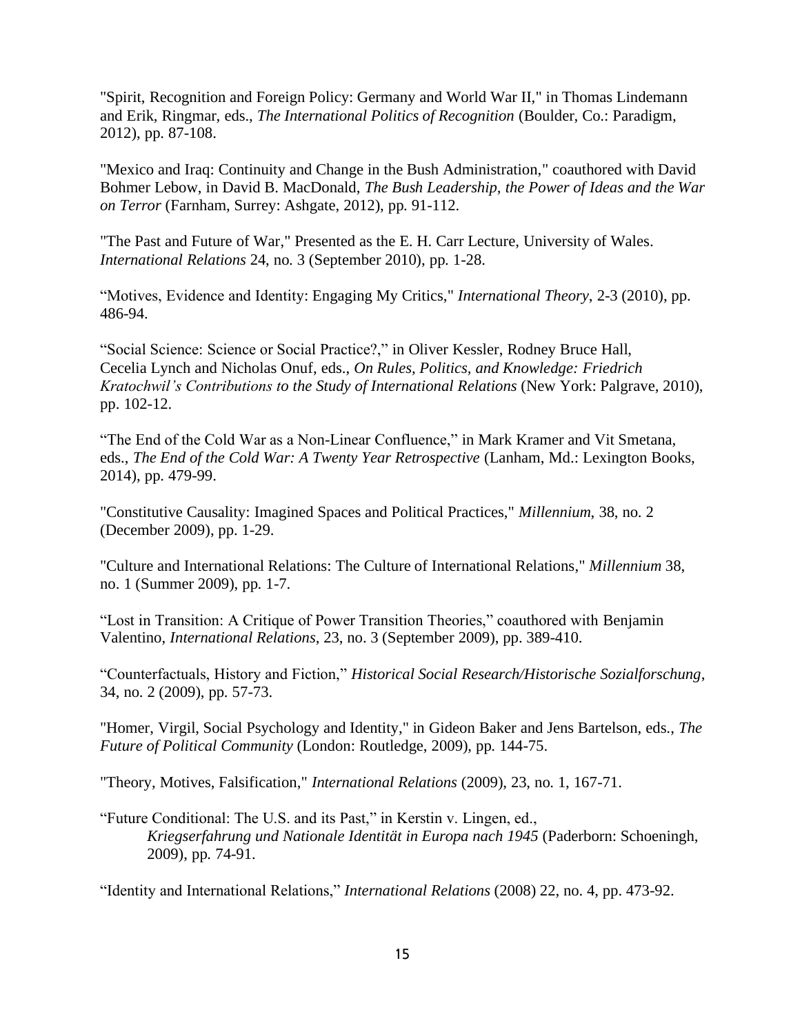"Spirit, Recognition and Foreign Policy: Germany and World War II," in Thomas Lindemann and Erik, Ringmar, eds., *The International Politics of Recognition* (Boulder, Co.: Paradigm, 2012), pp. 87-108.

"Mexico and Iraq: Continuity and Change in the Bush Administration," coauthored with David Bohmer Lebow, in David B. MacDonald, *The Bush Leadership, the Power of Ideas and the War on Terror* (Farnham, Surrey: Ashgate, 2012), pp. 91-112.

"The Past and Future of War," Presented as the E. H. Carr Lecture, University of Wales. *International Relations* 24, no. 3 (September 2010), pp. 1-28.

"Motives, Evidence and Identity: Engaging My Critics," *International Theory*, 2-3 (2010), pp. 486-94.

"Social Science: Science or Social Practice?," in Oliver Kessler, Rodney Bruce Hall, Cecelia Lynch and Nicholas Onuf, eds., *On Rules, Politics, and Knowledge: Friedrich Kratochwil's Contributions to the Study of International Relations* (New York: Palgrave, 2010), pp. 102-12.

"The End of the Cold War as a Non-Linear Confluence," in Mark Kramer and Vit Smetana, eds., *The End of the Cold War: A Twenty Year Retrospective* (Lanham, Md.: Lexington Books, 2014), pp. 479-99.

"Constitutive Causality: Imagined Spaces and Political Practices," *Millennium*, 38, no. 2 (December 2009), pp. 1-29.

"Culture and International Relations: The Culture of International Relations," *Millennium* 38, no. 1 (Summer 2009), pp. 1-7.

"Lost in Transition: A Critique of Power Transition Theories," coauthored with Benjamin Valentino, *International Relations*, 23, no. 3 (September 2009), pp. 389-410.

"Counterfactuals, History and Fiction," *Historical Social Research/Historische Sozialforschung*, 34, no. 2 (2009), pp. 57-73.

"Homer, Virgil, Social Psychology and Identity," in Gideon Baker and Jens Bartelson, eds., *The Future of Political Community* (London: Routledge, 2009), pp. 144-75.

"Theory, Motives, Falsification," *International Relations* (2009), 23, no. 1, 167-71.

"Future Conditional: The U.S. and its Past," in Kerstin v. Lingen, ed., *Kriegserfahrung und Nationale Identität in Europa nach 1945* (Paderborn: Schoeningh, 2009), pp. 74-91.

"Identity and International Relations," *International Relations* (2008) 22, no. 4, pp. 473-92.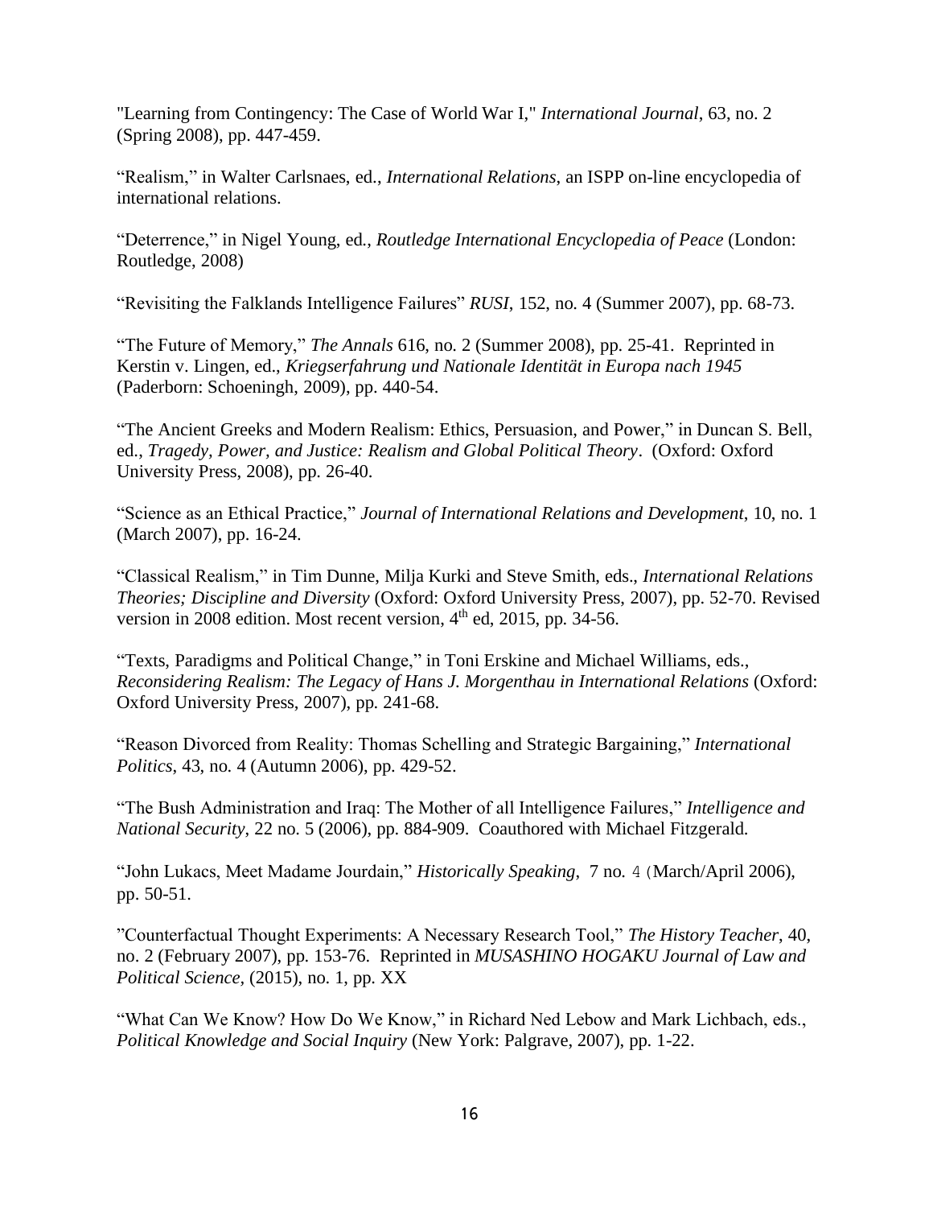"Learning from Contingency: The Case of World War I," *International Journal*, 63, no. 2 (Spring 2008), pp. 447-459.

"Realism," in Walter Carlsnaes, ed., *International Relations*, an ISPP on-line encyclopedia of international relations.

"Deterrence," in Nigel Young, ed., *Routledge International Encyclopedia of Peace* (London: Routledge, 2008)

"Revisiting the Falklands Intelligence Failures" *RUSI*, 152, no. 4 (Summer 2007), pp. 68-73.

"The Future of Memory," *The Annals* 616, no. 2 (Summer 2008), pp. 25-41. Reprinted in Kerstin v. Lingen, ed., *Kriegserfahrung und Nationale Identität in Europa nach 1945* (Paderborn: Schoeningh, 2009), pp. 440-54.

"The Ancient Greeks and Modern Realism: Ethics, Persuasion, and Power," in Duncan S. Bell, ed., *Tragedy, Power, and Justice: Realism and Global Political Theory*. (Oxford: Oxford University Press, 2008), pp. 26-40.

"Science as an Ethical Practice," *Journal of International Relations and Development*, 10, no. 1 (March 2007), pp. 16-24.

"Classical Realism," in Tim Dunne, Milja Kurki and Steve Smith, eds., *International Relations Theories; Discipline and Diversity* (Oxford: Oxford University Press, 2007), pp. 52-70. Revised version in 2008 edition. Most recent version, 4th ed, 2015, pp. 34-56.

"Texts, Paradigms and Political Change," in Toni Erskine and Michael Williams, eds., *Reconsidering Realism: The Legacy of Hans J. Morgenthau in International Relations* (Oxford: Oxford University Press, 2007), pp. 241-68.

"Reason Divorced from Reality: Thomas Schelling and Strategic Bargaining," *International Politics*, 43, no. 4 (Autumn 2006), pp. 429-52.

"The Bush Administration and Iraq: The Mother of all Intelligence Failures," *Intelligence and National Security*, 22 no. 5 (2006), pp. 884-909. Coauthored with Michael Fitzgerald.

"John Lukacs, Meet Madame Jourdain," *Historically Speaking*, 7 no. 4 (March/April 2006), pp. 50-51.

"Counterfactual Thought Experiments: A Necessary Research Tool," *The History Teacher*, 40, no. 2 (February 2007), pp. 153-76. Reprinted in *MUSASHINO HOGAKU Journal of Law and Political Science*, (2015), no. 1, pp. XX

"What Can We Know? How Do We Know," in Richard Ned Lebow and Mark Lichbach, eds., *Political Knowledge and Social Inquiry* (New York: Palgrave, 2007), pp. 1-22.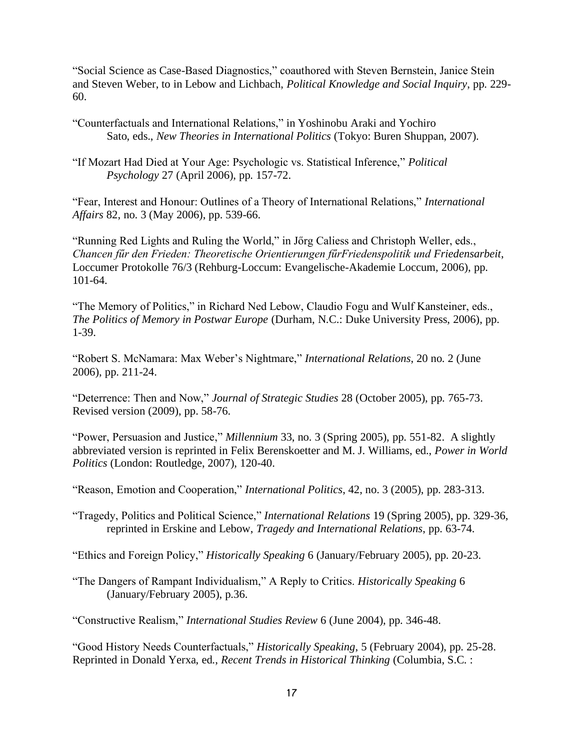"Social Science as Case-Based Diagnostics," coauthored with Steven Bernstein, Janice Stein and Steven Weber, to in Lebow and Lichbach, *Political Knowledge and Social Inquiry*, pp. 229-60.

"Counterfactuals and International Relations," in Yoshinobu Araki and Yochiro Sato, eds., *New Theories in International Politics* (Tokyo: Buren Shuppan, 2007).

"If Mozart Had Died at Your Age: Psychologic vs. Statistical Inference," *Political Psychology* 27 (April 2006), pp. 157-72.

"Fear, Interest and Honour: Outlines of a Theory of International Relations," *International Affairs* 82, no. 3 (May 2006), pp. 539-66.

"Running Red Lights and Ruling the World," in Jőrg Caliess and Christoph Weller, eds., *Chancen fűr den Frieden: Theoretische Orientierungen fűrFriedenspolitik und Friedensarbeit*, Loccumer Protokolle 76/3 (Rehburg-Loccum: Evangelische-Akademie Loccum, 2006), pp. 101-64.

"The Memory of Politics," in Richard Ned Lebow, Claudio Fogu and Wulf Kansteiner, eds., *The Politics of Memory in Postwar Europe* (Durham, N.C.: Duke University Press, 2006), pp. 1-39.

"Robert S. McNamara: Max Weber's Nightmare," *International Relations*, 20 no. 2 (June 2006), pp. 211-24.

"Deterrence: Then and Now," *Journal of Strategic Studies* 28 (October 2005), pp. 765-73. Revised version (2009), pp. 58-76.

"Power, Persuasion and Justice," *Millennium* 33, no. 3 (Spring 2005), pp. 551-82. A slightly abbreviated version is reprinted in Felix Berenskoetter and M. J. Williams, ed., *Power in World Politics* (London: Routledge, 2007), 120-40.

"Reason, Emotion and Cooperation," *International Politics*, 42, no. 3 (2005), pp. 283-313.

"Tragedy, Politics and Political Science," *International Relations* 19 (Spring 2005), pp. 329-36, reprinted in Erskine and Lebow, *Tragedy and International Relations*, pp. 63-74.

"Ethics and Foreign Policy," *Historically Speaking* 6 (January/February 2005), pp. 20-23.

"The Dangers of Rampant Individualism," A Reply to Critics. *Historically Speaking* 6 (January/February 2005), p.36.

"Constructive Realism," *International Studies Review* 6 (June 2004), pp. 346-48.

"Good History Needs Counterfactuals," *Historically Speaking*, 5 (February 2004), pp. 25-28. Reprinted in Donald Yerxa, ed., *Recent Trends in Historical Thinking* (Columbia, S.C. :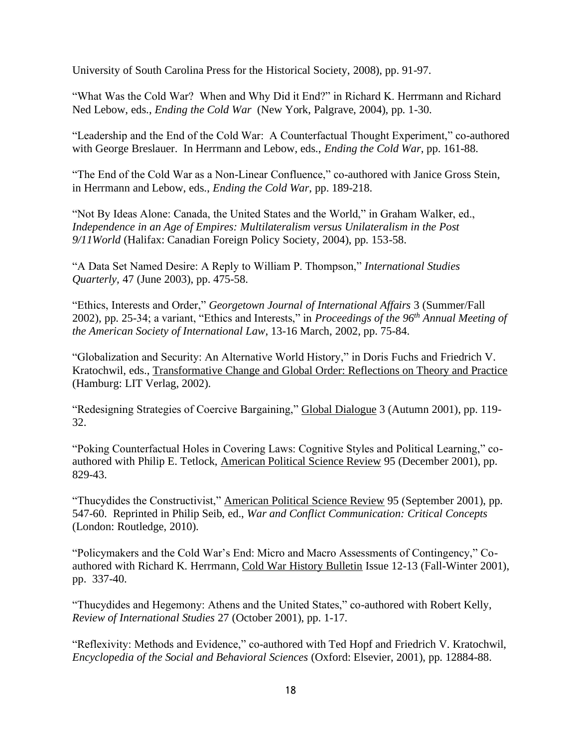University of South Carolina Press for the Historical Society, 2008), pp. 91-97.

“What Was the Cold War? When and Why Did it End?” in Richard K. Herrmann and Richard Ned Lebow, eds., *Ending the Cold War* (New York, Palgrave, 2004), pp. 1-30.

“Leadership and the End of the Cold War: A Counterfactual Thought Experiment,” co-authored with George Breslauer. In Herrmann and Lebow, eds., *Ending the Cold War*, pp. 161-88.

“The End of the Cold War as a Non-Linear Confluence,” co-authored with Janice Gross Stein, in Herrmann and Lebow, eds., *Ending the Cold War*, pp. 189-218.

“Not By Ideas Alone: Canada, the United States and the World,” in Graham Walker, ed., *Independence in an Age of Empires: Multilateralism versus Unilateralism in the Post 9/11World* (Halifax: Canadian Foreign Policy Society, 2004), pp. 153-58.

“A Data Set Named Desire: A Reply to William P. Thompson,” *International Studies Quarterly*, 47 (June 2003), pp. 475-58.

“Ethics, Interests and Order,” *Georgetown Journal of International Affairs* 3 (Summer/Fall 2002), pp. 25-34; a variant, “Ethics and Interests,” in *Proceedings of the 96th Annual Meeting of the American Society of International Law*, 13-16 March, 2002, pp. 75-84.

“Globalization and Security: An Alternative World History,” in Doris Fuchs and Friedrich V. Kratochwil, eds., <u>Transformative Change and Global Order: Reflections on Theory and Practice</u> (Hamburg: LIT Verlag, 2002).

“Redesigning Strategies of Coercive Bargaining,” <u>Global Dialogue</u> 3 (Autumn 2001), pp. 119-32.

“Poking Counterfactual Holes in Covering Laws: Cognitive Styles and Political Learning,” co-authored with Philip E. Tetlock, <u>American Political Science Review</u> 95 (December 2001), pp. 829-43.

“Thucydides the Constructivist,” <u>American Political Science Review</u> 95 (September 2001), pp. 547-60. Reprinted in Philip Seib, ed., *War and Conflict Communication: Critical Concepts* (London: Routledge, 2010).

“Policymakers and the Cold War’s End: Micro and Macro Assessments of Contingency,” Co-authored with Richard K. Herrmann, <u>Cold War History Bulletin</u> Issue 12-13 (Fall-Winter 2001), pp. 337-40.

“Thucydides and Hegemony: Athens and the United States,” co-authored with Robert Kelly, *Review of International Studies* 27 (October 2001), pp. 1-17.

“Reflexivity: Methods and Evidence,” co-authored with Ted Hopf and Friedrich V. Kratochwil, *Encyclopedia of the Social and Behavioral Sciences* (Oxford: Elsevier, 2001), pp. 12884-88.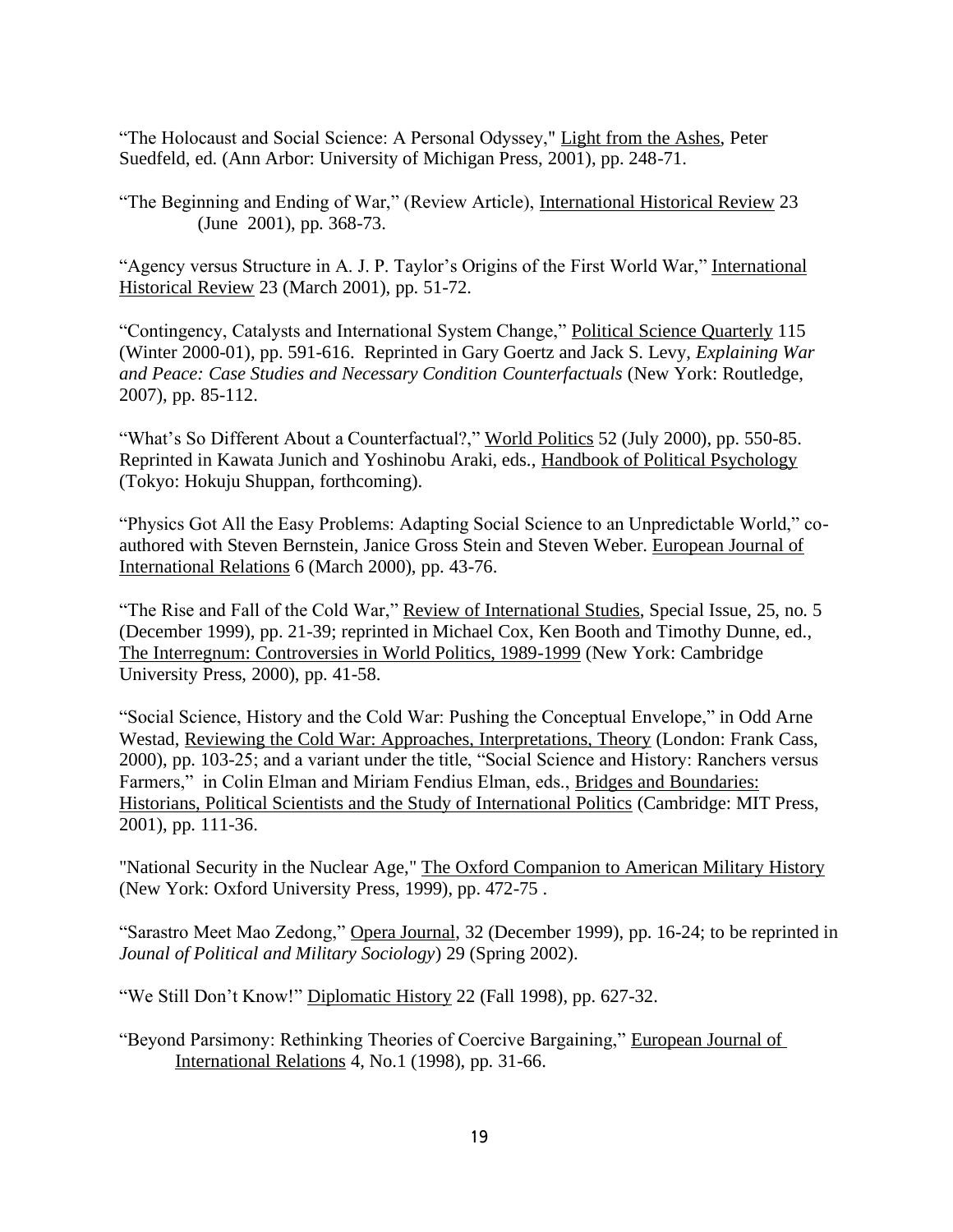"The Holocaust and Social Science: A Personal Odyssey," Light from the Ashes, Peter Suedfeld, ed. (Ann Arbor: University of Michigan Press, 2001), pp. 248-71.

"The Beginning and Ending of War," (Review Article), International Historical Review 23 (June 2001), pp. 368-73.

"Agency versus Structure in A. J. P. Taylor's Origins of the First World War," International Historical Review 23 (March 2001), pp. 51-72.

"Contingency, Catalysts and International System Change," Political Science Quarterly 115 (Winter 2000-01), pp. 591-616. Reprinted in Gary Goertz and Jack S. Levy, *Explaining War and Peace: Case Studies and Necessary Condition Counterfactuals* (New York: Routledge, 2007), pp. 85-112.

"What's So Different About a Counterfactual?," World Politics 52 (July 2000), pp. 550-85. Reprinted in Kawata Junich and Yoshinobu Araki, eds., Handbook of Political Psychology (Tokyo: Hokuju Shuppan, forthcoming).

"Physics Got All the Easy Problems: Adapting Social Science to an Unpredictable World," co-authored with Steven Bernstein, Janice Gross Stein and Steven Weber. European Journal of International Relations 6 (March 2000), pp. 43-76.

"The Rise and Fall of the Cold War," Review of International Studies, Special Issue, 25, no. 5 (December 1999), pp. 21-39; reprinted in Michael Cox, Ken Booth and Timothy Dunne, ed., The Interregnum: Controversies in World Politics, 1989-1999 (New York: Cambridge University Press, 2000), pp. 41-58.

"Social Science, History and the Cold War: Pushing the Conceptual Envelope," in Odd Arne Westad, Reviewing the Cold War: Approaches, Interpretations, Theory (London: Frank Cass, 2000), pp. 103-25; and a variant under the title, "Social Science and History: Ranchers versus Farmers," in Colin Elman and Miriam Fendius Elman, eds., Bridges and Boundaries: Historians, Political Scientists and the Study of International Politics (Cambridge: MIT Press, 2001), pp. 111-36.

"National Security in the Nuclear Age," The Oxford Companion to American Military History (New York: Oxford University Press, 1999), pp. 472-75 .

"Sarastro Meet Mao Zedong," Opera Journal, 32 (December 1999), pp. 16-24; to be reprinted in *Jounal of Political and Military Sociology*) 29 (Spring 2002).

"We Still Don't Know!" Diplomatic History 22 (Fall 1998), pp. 627-32.

"Beyond Parsimony: Rethinking Theories of Coercive Bargaining," European Journal of International Relations 4, No.1 (1998), pp. 31-66.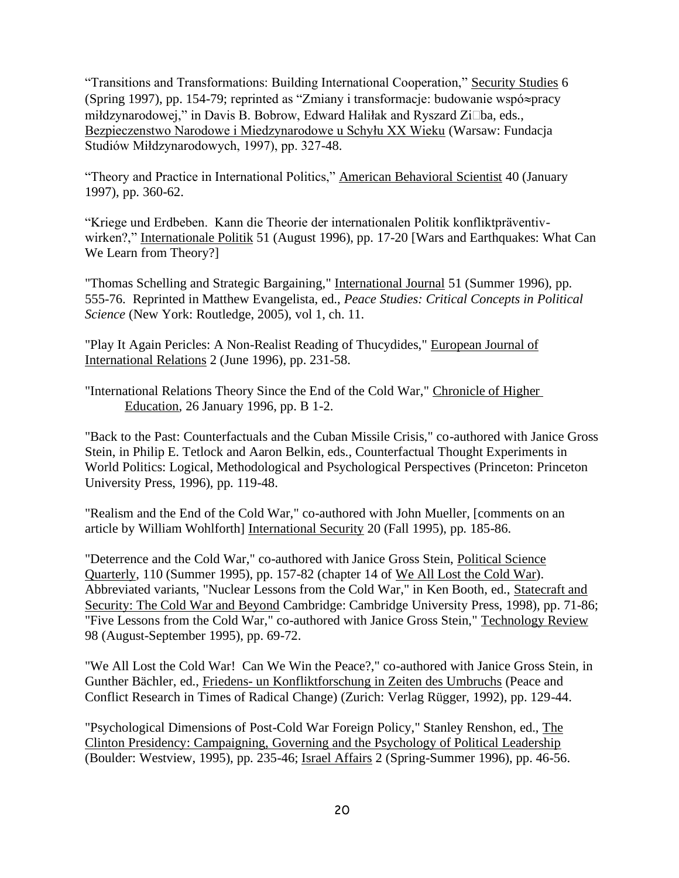"Transitions and Transformations: Building International Cooperation," Security Studies 6 (Spring 1997), pp. 154-79; reprinted as "Zmiany i transformacje: budowanie wspó≈pracy miłdzynarodowej," in Davis B. Bobrow, Edward Haliłak and Ryszard Zi□ba, eds., Bezpieczenstwo Narodowe i Miedzynarodowe u Schyłu XX Wieku (Warsaw: Fundacja Studiów Miłdzynarodowych, 1997), pp. 327-48.

"Theory and Practice in International Politics," American Behavioral Scientist 40 (January 1997), pp. 360-62.

"Kriege und Erdbeben. Kann die Theorie der internationalen Politik konfliktpräventiv-wirken?," Internationale Politik 51 (August 1996), pp. 17-20 [Wars and Earthquakes: What Can We Learn from Theory?]

"Thomas Schelling and Strategic Bargaining," International Journal 51 (Summer 1996), pp. 555-76. Reprinted in Matthew Evangelista, ed., *Peace Studies: Critical Concepts in Political Science* (New York: Routledge, 2005), vol 1, ch. 11.

"Play It Again Pericles: A Non-Realist Reading of Thucydides," European Journal of International Relations 2 (June 1996), pp. 231-58.

"International Relations Theory Since the End of the Cold War," Chronicle of Higher Education, 26 January 1996, pp. B 1-2.

"Back to the Past: Counterfactuals and the Cuban Missile Crisis," co-authored with Janice Gross Stein, in Philip E. Tetlock and Aaron Belkin, eds., Counterfactual Thought Experiments in World Politics: Logical, Methodological and Psychological Perspectives (Princeton: Princeton University Press, 1996), pp. 119-48.

"Realism and the End of the Cold War," co-authored with John Mueller, [comments on an article by William Wohlforth] International Security 20 (Fall 1995), pp. 185-86.

"Deterrence and the Cold War," co-authored with Janice Gross Stein, Political Science Quarterly, 110 (Summer 1995), pp. 157-82 (chapter 14 of We All Lost the Cold War). Abbreviated variants, "Nuclear Lessons from the Cold War," in Ken Booth, ed., Statecraft and Security: The Cold War and Beyond Cambridge: Cambridge University Press, 1998), pp. 71-86; "Five Lessons from the Cold War," co-authored with Janice Gross Stein," Technology Review 98 (August-September 1995), pp. 69-72.

"We All Lost the Cold War! Can We Win the Peace?," co-authored with Janice Gross Stein, in Gunther Bächler, ed., Friedens- un Konfliktforschung in Zeiten des Umbruchs (Peace and Conflict Research in Times of Radical Change) (Zurich: Verlag Rügger, 1992), pp. 129-44.

"Psychological Dimensions of Post-Cold War Foreign Policy," Stanley Renshon, ed., The Clinton Presidency: Campaigning, Governing and the Psychology of Political Leadership (Boulder: Westview, 1995), pp. 235-46; Israel Affairs 2 (Spring-Summer 1996), pp. 46-56.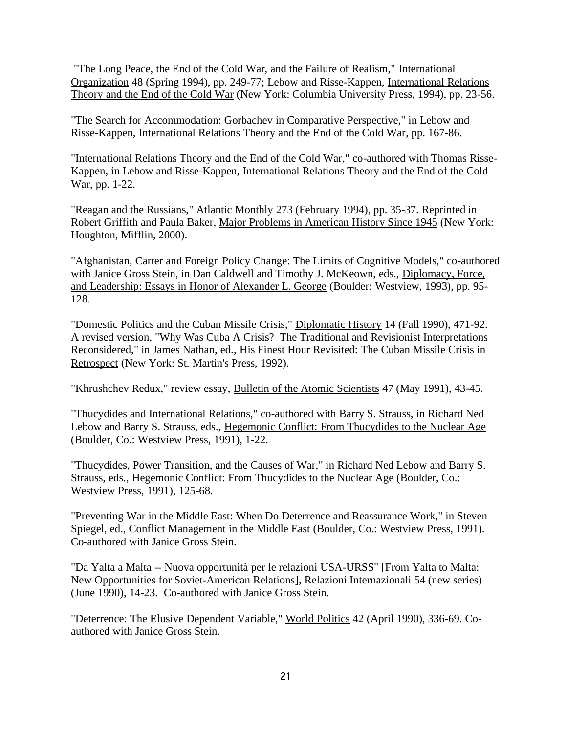"The Long Peace, the End of the Cold War, and the Failure of Realism," International Organization 48 (Spring 1994), pp. 249-77; Lebow and Risse-Kappen, International Relations Theory and the End of the Cold War (New York: Columbia University Press, 1994), pp. 23-56.

"The Search for Accommodation: Gorbachev in Comparative Perspective," in Lebow and Risse-Kappen, International Relations Theory and the End of the Cold War, pp. 167-86.

"International Relations Theory and the End of the Cold War," co-authored with Thomas Risse-Kappen, in Lebow and Risse-Kappen, International Relations Theory and the End of the Cold War, pp. 1-22.

"Reagan and the Russians," Atlantic Monthly 273 (February 1994), pp. 35-37. Reprinted in Robert Griffith and Paula Baker, Major Problems in American History Since 1945 (New York: Houghton, Mifflin, 2000).

"Afghanistan, Carter and Foreign Policy Change: The Limits of Cognitive Models," co-authored with Janice Gross Stein, in Dan Caldwell and Timothy J. McKeown, eds., Diplomacy, Force, and Leadership: Essays in Honor of Alexander L. George (Boulder: Westview, 1993), pp. 95-128.

"Domestic Politics and the Cuban Missile Crisis," Diplomatic History 14 (Fall 1990), 471-92. A revised version, "Why Was Cuba A Crisis? The Traditional and Revisionist Interpretations Reconsidered," in James Nathan, ed., His Finest Hour Revisited: The Cuban Missile Crisis in Retrospect (New York: St. Martin's Press, 1992).

"Khrushchev Redux," review essay, Bulletin of the Atomic Scientists 47 (May 1991), 43-45.

"Thucydides and International Relations," co-authored with Barry S. Strauss, in Richard Ned Lebow and Barry S. Strauss, eds., Hegemonic Conflict: From Thucydides to the Nuclear Age (Boulder, Co.: Westview Press, 1991), 1-22.

"Thucydides, Power Transition, and the Causes of War," in Richard Ned Lebow and Barry S. Strauss, eds., Hegemonic Conflict: From Thucydides to the Nuclear Age (Boulder, Co.: Westview Press, 1991), 125-68.

"Preventing War in the Middle East: When Do Deterrence and Reassurance Work," in Steven Spiegel, ed., Conflict Management in the Middle East (Boulder, Co.: Westview Press, 1991). Co-authored with Janice Gross Stein.

"Da Yalta a Malta -- Nuova opportunità per le relazioni USA-URSS" [From Yalta to Malta: New Opportunities for Soviet-American Relations], Relazioni Internazionali 54 (new series) (June 1990), 14-23. Co-authored with Janice Gross Stein.

"Deterrence: The Elusive Dependent Variable," World Politics 42 (April 1990), 336-69. Co-authored with Janice Gross Stein.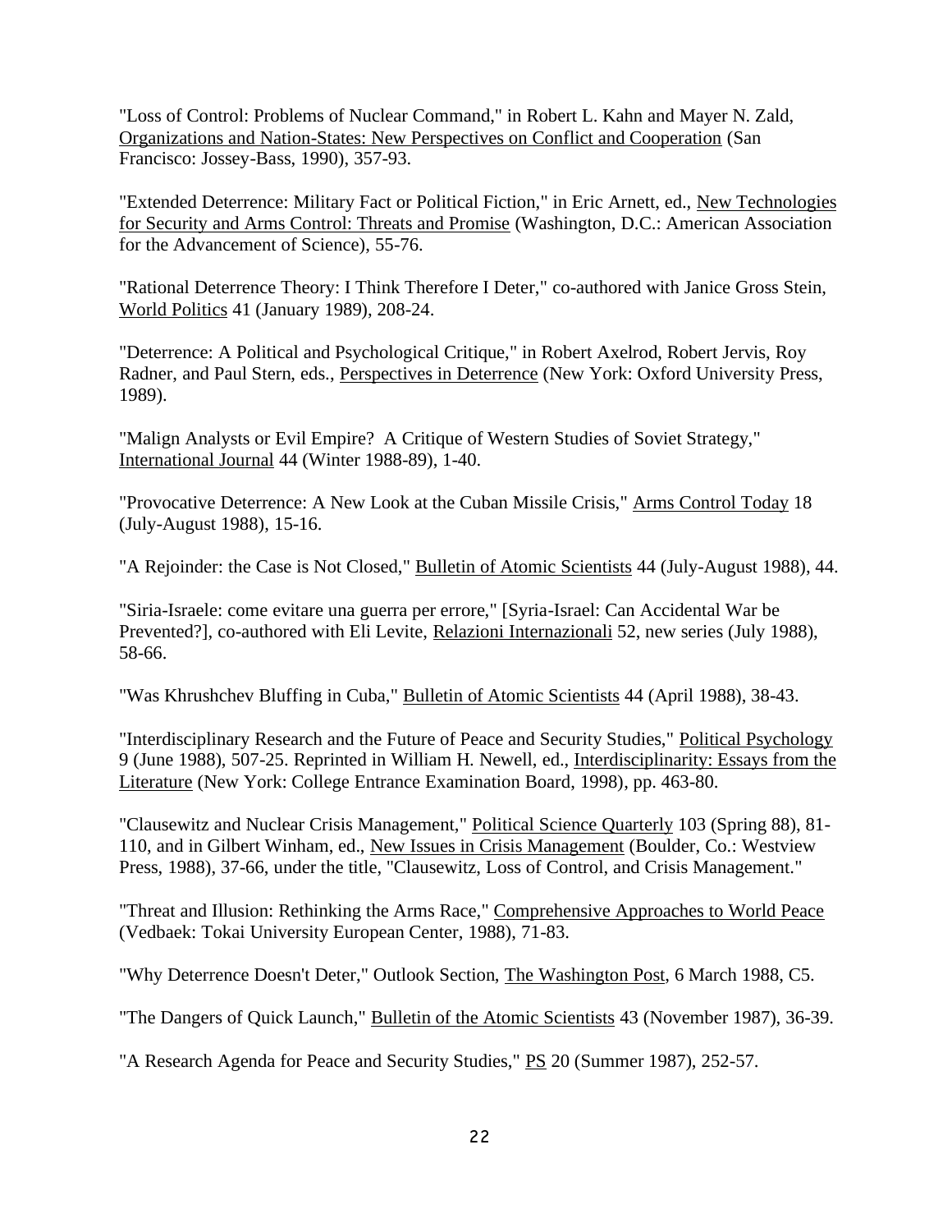"Loss of Control: Problems of Nuclear Command," in Robert L. Kahn and Mayer N. Zald, Organizations and Nation-States: New Perspectives on Conflict and Cooperation (San Francisco: Jossey-Bass, 1990), 357-93.

"Extended Deterrence: Military Fact or Political Fiction," in Eric Arnett, ed., New Technologies for Security and Arms Control: Threats and Promise (Washington, D.C.: American Association for the Advancement of Science), 55-76.

"Rational Deterrence Theory: I Think Therefore I Deter," co-authored with Janice Gross Stein, World Politics 41 (January 1989), 208-24.

"Deterrence: A Political and Psychological Critique," in Robert Axelrod, Robert Jervis, Roy Radner, and Paul Stern, eds., Perspectives in Deterrence (New York: Oxford University Press, 1989).

"Malign Analysts or Evil Empire? A Critique of Western Studies of Soviet Strategy," International Journal 44 (Winter 1988-89), 1-40.

"Provocative Deterrence: A New Look at the Cuban Missile Crisis," Arms Control Today 18 (July-August 1988), 15-16.

"A Rejoinder: the Case is Not Closed," Bulletin of Atomic Scientists 44 (July-August 1988), 44.

"Siria-Israele: come evitare una guerra per errore," [Syria-Israel: Can Accidental War be Prevented?], co-authored with Eli Levite, Relazioni Internazionali 52, new series (July 1988), 58-66.

"Was Khrushchev Bluffing in Cuba," Bulletin of Atomic Scientists 44 (April 1988), 38-43.

"Interdisciplinary Research and the Future of Peace and Security Studies," Political Psychology 9 (June 1988), 507-25. Reprinted in William H. Newell, ed., Interdisciplinarity: Essays from the Literature (New York: College Entrance Examination Board, 1998), pp. 463-80.

"Clausewitz and Nuclear Crisis Management," Political Science Quarterly 103 (Spring 88), 81-110, and in Gilbert Winham, ed., New Issues in Crisis Management (Boulder, Co.: Westview Press, 1988), 37-66, under the title, "Clausewitz, Loss of Control, and Crisis Management."

"Threat and Illusion: Rethinking the Arms Race," Comprehensive Approaches to World Peace (Vedbaek: Tokai University European Center, 1988), 71-83.

"Why Deterrence Doesn't Deter," Outlook Section, The Washington Post, 6 March 1988, C5.

"The Dangers of Quick Launch," Bulletin of the Atomic Scientists 43 (November 1987), 36-39.

"A Research Agenda for Peace and Security Studies," PS 20 (Summer 1987), 252-57.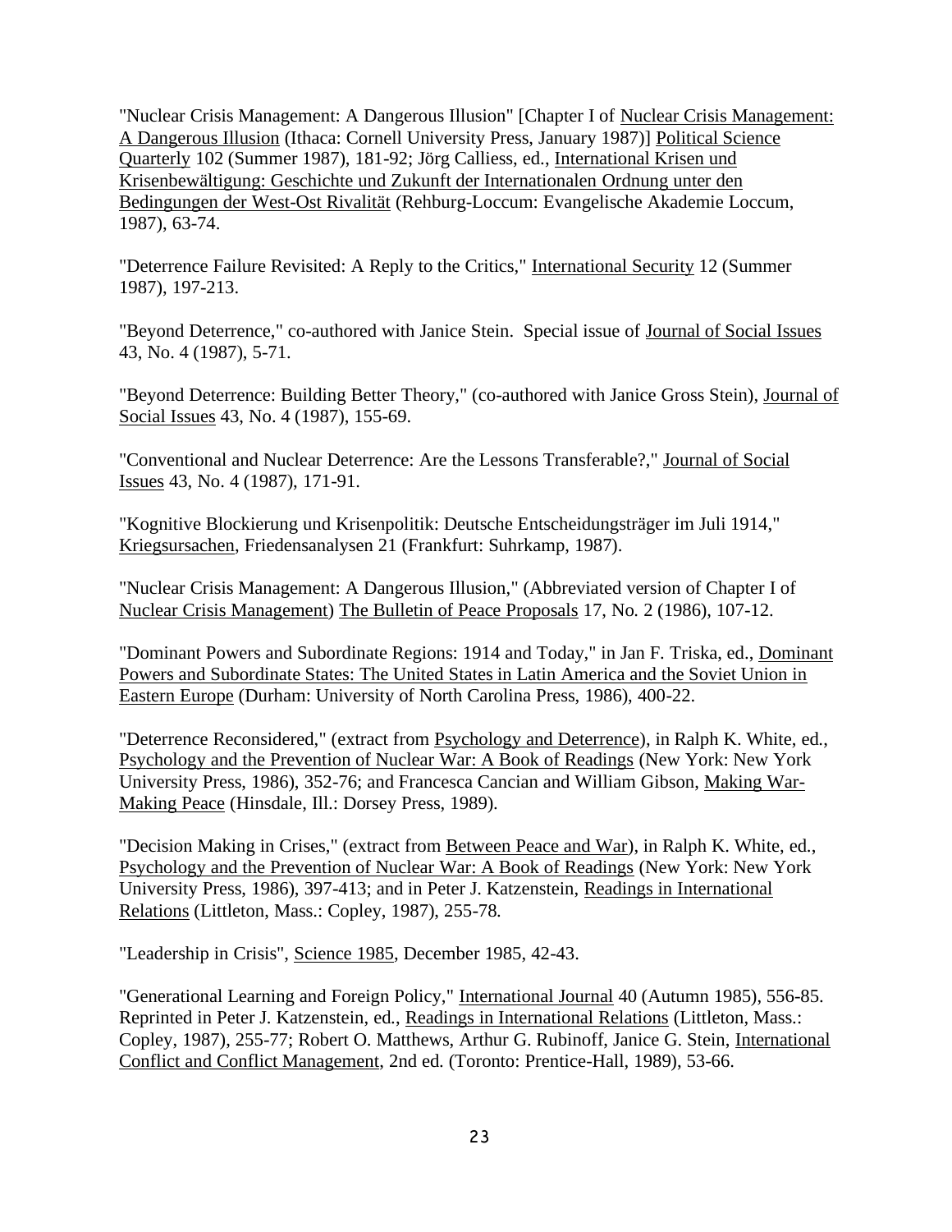"Nuclear Crisis Management: A Dangerous Illusion" [Chapter I of Nuclear Crisis Management: A Dangerous Illusion (Ithaca: Cornell University Press, January 1987)] Political Science Quarterly 102 (Summer 1987), 181-92; Jörg Calliess, ed., International Krisen und Krisenbewältigung: Geschichte und Zukunft der Internationalen Ordnung unter den Bedingungen der West-Ost Rivalität (Rehburg-Loccum: Evangelische Akademie Loccum, 1987), 63-74.

"Deterrence Failure Revisited: A Reply to the Critics," International Security 12 (Summer 1987), 197-213.

"Beyond Deterrence," co-authored with Janice Stein. Special issue of Journal of Social Issues 43, No. 4 (1987), 5-71.

"Beyond Deterrence: Building Better Theory," (co-authored with Janice Gross Stein), Journal of Social Issues 43, No. 4 (1987), 155-69.

"Conventional and Nuclear Deterrence: Are the Lessons Transferable?," Journal of Social Issues 43, No. 4 (1987), 171-91.

"Kognitive Blockierung und Krisenpolitik: Deutsche Entscheidungsträger im Juli 1914," Kriegsursachen, Friedensanalysen 21 (Frankfurt: Suhrkamp, 1987).

"Nuclear Crisis Management: A Dangerous Illusion," (Abbreviated version of Chapter I of Nuclear Crisis Management) The Bulletin of Peace Proposals 17, No. 2 (1986), 107-12.

"Dominant Powers and Subordinate Regions: 1914 and Today," in Jan F. Triska, ed., Dominant Powers and Subordinate States: The United States in Latin America and the Soviet Union in Eastern Europe (Durham: University of North Carolina Press, 1986), 400-22.

"Deterrence Reconsidered," (extract from Psychology and Deterrence), in Ralph K. White, ed., Psychology and the Prevention of Nuclear War: A Book of Readings (New York: New York University Press, 1986), 352-76; and Francesca Cancian and William Gibson, Making War-Making Peace (Hinsdale, Ill.: Dorsey Press, 1989).

"Decision Making in Crises," (extract from Between Peace and War), in Ralph K. White, ed., Psychology and the Prevention of Nuclear War: A Book of Readings (New York: New York University Press, 1986), 397-413; and in Peter J. Katzenstein, Readings in International Relations (Littleton, Mass.: Copley, 1987), 255-78.

"Leadership in Crisis", Science 1985, December 1985, 42-43.

"Generational Learning and Foreign Policy," International Journal 40 (Autumn 1985), 556-85. Reprinted in Peter J. Katzenstein, ed., Readings in International Relations (Littleton, Mass.: Copley, 1987), 255-77; Robert O. Matthews, Arthur G. Rubinoff, Janice G. Stein, International Conflict and Conflict Management, 2nd ed. (Toronto: Prentice-Hall, 1989), 53-66.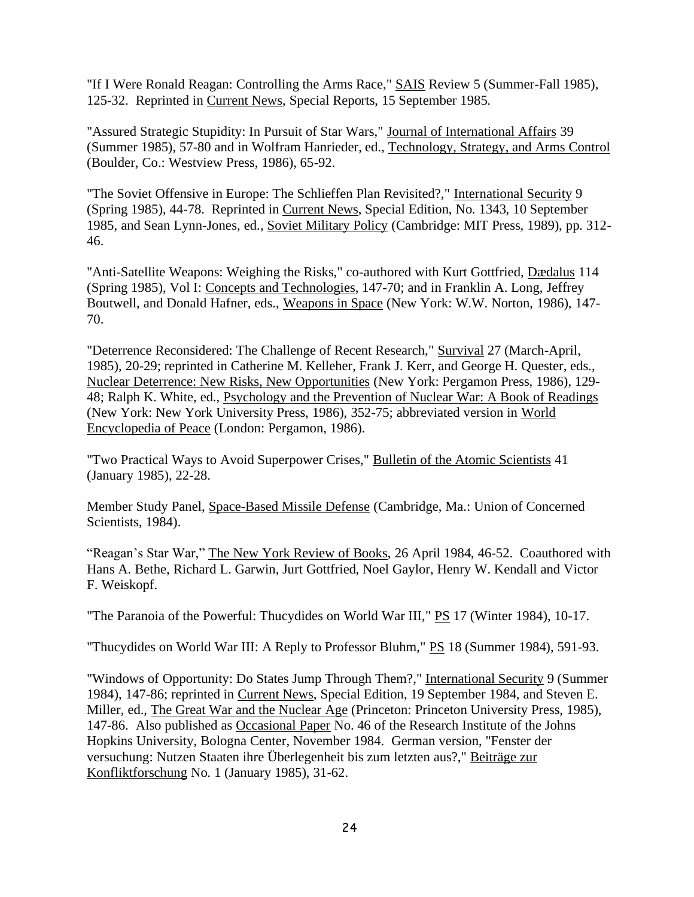"If I Were Ronald Reagan: Controlling the Arms Race," SAIS Review 5 (Summer-Fall 1985), 125-32. Reprinted in Current News, Special Reports, 15 September 1985.

"Assured Strategic Stupidity: In Pursuit of Star Wars," Journal of International Affairs 39 (Summer 1985), 57-80 and in Wolfram Hanrieder, ed., Technology, Strategy, and Arms Control (Boulder, Co.: Westview Press, 1986), 65-92.

"The Soviet Offensive in Europe: The Schlieffen Plan Revisited?," International Security 9 (Spring 1985), 44-78. Reprinted in Current News, Special Edition, No. 1343, 10 September 1985, and Sean Lynn-Jones, ed., Soviet Military Policy (Cambridge: MIT Press, 1989), pp. 312-46.

"Anti-Satellite Weapons: Weighing the Risks," co-authored with Kurt Gottfried, Dædalus 114 (Spring 1985), Vol I: Concepts and Technologies, 147-70; and in Franklin A. Long, Jeffrey Boutwell, and Donald Hafner, eds., Weapons in Space (New York: W.W. Norton, 1986), 147-70.

"Deterrence Reconsidered: The Challenge of Recent Research," Survival 27 (March-April, 1985), 20-29; reprinted in Catherine M. Kelleher, Frank J. Kerr, and George H. Quester, eds., Nuclear Deterrence: New Risks, New Opportunities (New York: Pergamon Press, 1986), 129-48; Ralph K. White, ed., Psychology and the Prevention of Nuclear War: A Book of Readings (New York: New York University Press, 1986), 352-75; abbreviated version in World Encyclopedia of Peace (London: Pergamon, 1986).

"Two Practical Ways to Avoid Superpower Crises," Bulletin of the Atomic Scientists 41 (January 1985), 22-28.

Member Study Panel, Space-Based Missile Defense (Cambridge, Ma.: Union of Concerned Scientists, 1984).

"Reagan's Star War," The New York Review of Books, 26 April 1984, 46-52. Coauthored with Hans A. Bethe, Richard L. Garwin, Jurt Gottfried, Noel Gaylor, Henry W. Kendall and Victor F. Weiskopf.

"The Paranoia of the Powerful: Thucydides on World War III," PS 17 (Winter 1984), 10-17.

"Thucydides on World War III: A Reply to Professor Bluhm," PS 18 (Summer 1984), 591-93.

"Windows of Opportunity: Do States Jump Through Them?," International Security 9 (Summer 1984), 147-86; reprinted in Current News, Special Edition, 19 September 1984, and Steven E. Miller, ed., The Great War and the Nuclear Age (Princeton: Princeton University Press, 1985), 147-86. Also published as Occasional Paper No. 46 of the Research Institute of the Johns Hopkins University, Bologna Center, November 1984. German version, "Fenster der versuchung: Nutzen Staaten ihre Überlegenheit bis zum letzten aus?," Beiträge zur Konfliktforschung No. 1 (January 1985), 31-62.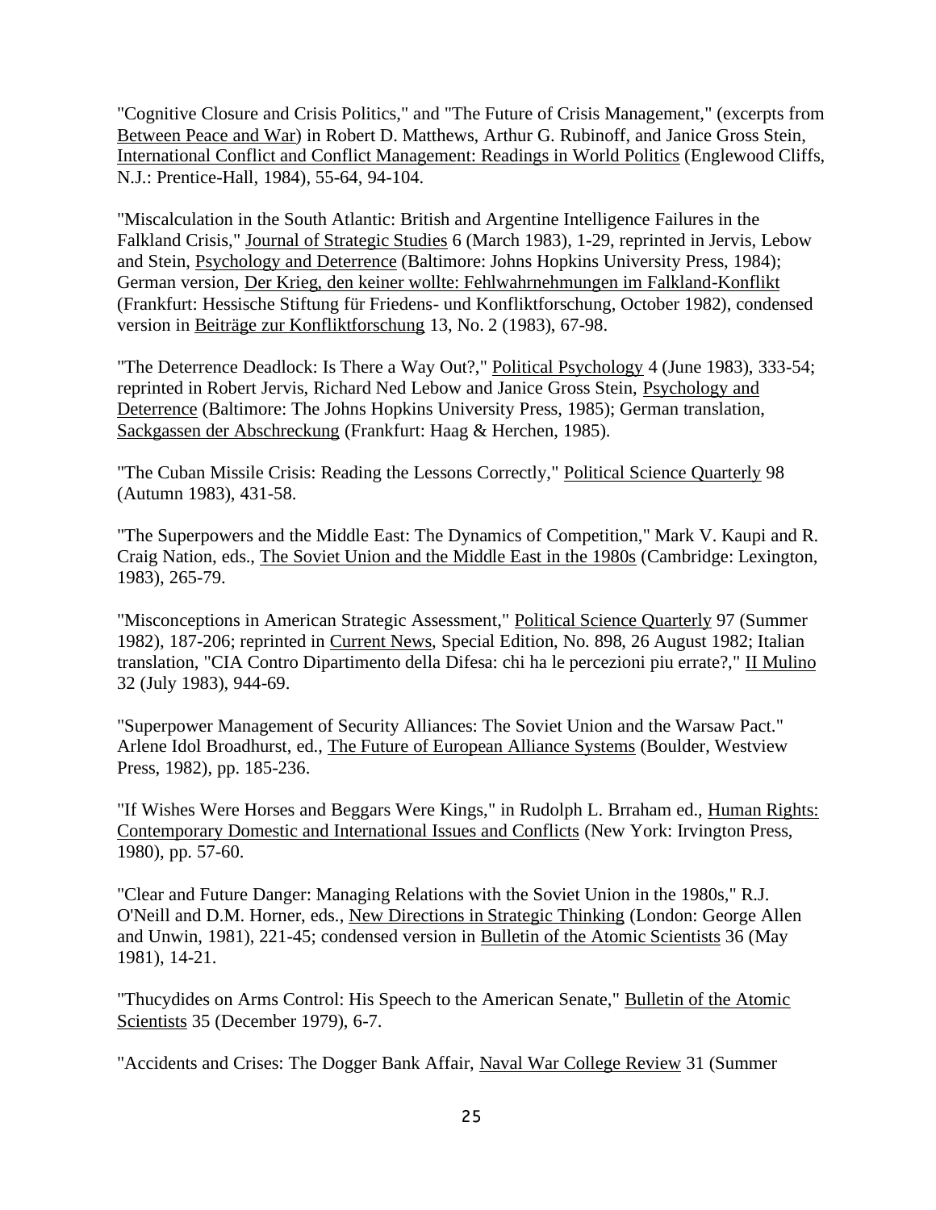"Cognitive Closure and Crisis Politics," and "The Future of Crisis Management," (excerpts from Between Peace and War) in Robert D. Matthews, Arthur G. Rubinoff, and Janice Gross Stein, International Conflict and Conflict Management: Readings in World Politics (Englewood Cliffs, N.J.: Prentice-Hall, 1984), 55-64, 94-104.

"Miscalculation in the South Atlantic: British and Argentine Intelligence Failures in the Falkland Crisis," Journal of Strategic Studies 6 (March 1983), 1-29, reprinted in Jervis, Lebow and Stein, Psychology and Deterrence (Baltimore: Johns Hopkins University Press, 1984); German version, Der Krieg, den keiner wollte: Fehlwahrnehmungen im Falkland-Konflikt (Frankfurt: Hessische Stiftung für Friedens- und Konfliktforschung, October 1982), condensed version in Beiträge zur Konfliktforschung 13, No. 2 (1983), 67-98.

"The Deterrence Deadlock: Is There a Way Out?," Political Psychology 4 (June 1983), 333-54; reprinted in Robert Jervis, Richard Ned Lebow and Janice Gross Stein, Psychology and Deterrence (Baltimore: The Johns Hopkins University Press, 1985); German translation, Sackgassen der Abschreckung (Frankfurt: Haag & Herchen, 1985).

"The Cuban Missile Crisis: Reading the Lessons Correctly," Political Science Quarterly 98 (Autumn 1983), 431-58.

"The Superpowers and the Middle East: The Dynamics of Competition," Mark V. Kaupi and R. Craig Nation, eds., The Soviet Union and the Middle East in the 1980s (Cambridge: Lexington, 1983), 265-79.

"Misconceptions in American Strategic Assessment," Political Science Quarterly 97 (Summer 1982), 187-206; reprinted in Current News, Special Edition, No. 898, 26 August 1982; Italian translation, "CIA Contro Dipartimento della Difesa: chi ha le percezioni piu errate?," II Mulino 32 (July 1983), 944-69.

"Superpower Management of Security Alliances: The Soviet Union and the Warsaw Pact." Arlene Idol Broadhurst, ed., The Future of European Alliance Systems (Boulder, Westview Press, 1982), pp. 185-236.

"If Wishes Were Horses and Beggars Were Kings," in Rudolph L. Brraham ed., Human Rights: Contemporary Domestic and International Issues and Conflicts (New York: Irvington Press, 1980), pp. 57-60.

"Clear and Future Danger: Managing Relations with the Soviet Union in the 1980s," R.J. O'Neill and D.M. Horner, eds., New Directions in Strategic Thinking (London: George Allen and Unwin, 1981), 221-45; condensed version in Bulletin of the Atomic Scientists 36 (May 1981), 14-21.

"Thucydides on Arms Control: His Speech to the American Senate," Bulletin of the Atomic Scientists 35 (December 1979), 6-7.

"Accidents and Crises: The Dogger Bank Affair, Naval War College Review 31 (Summer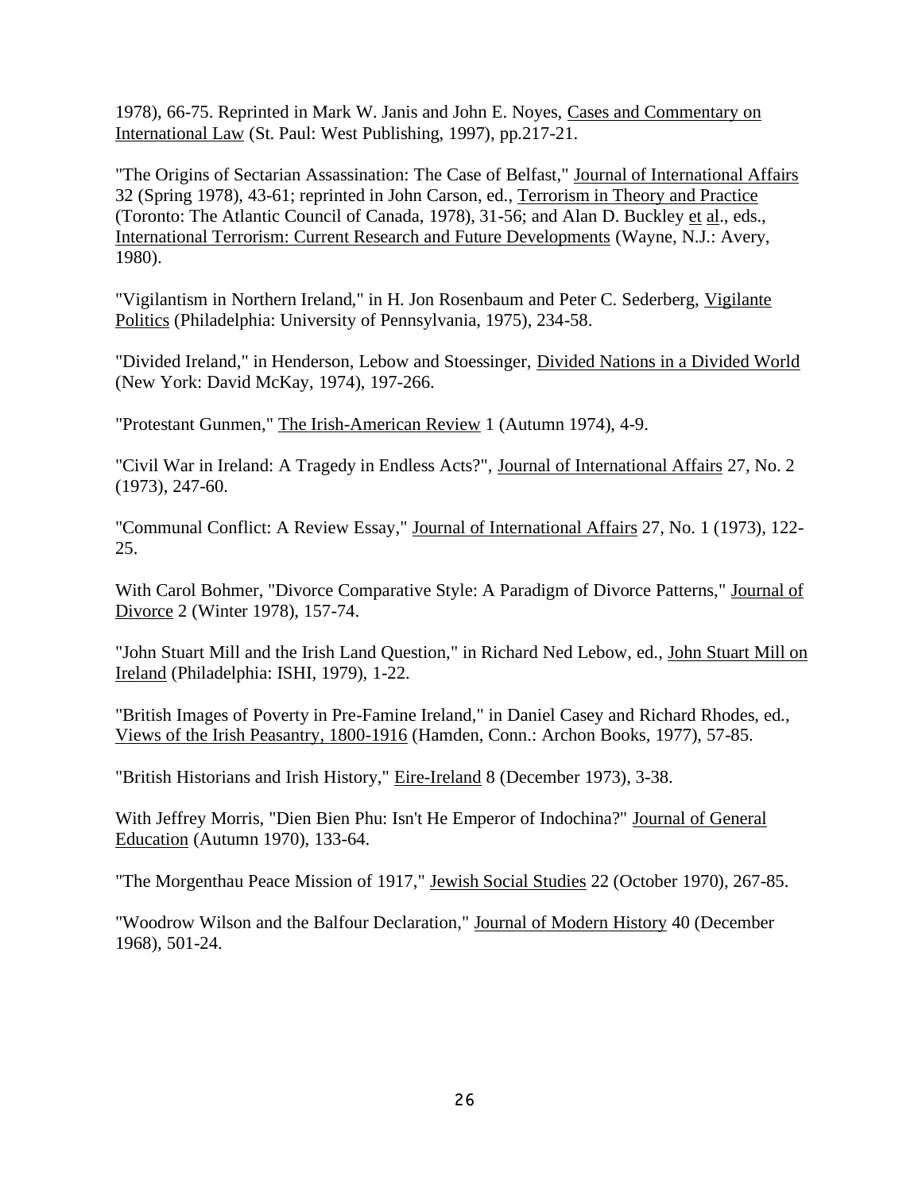1978), 66-75. Reprinted in Mark W. Janis and John E. Noyes, Cases and Commentary on International Law (St. Paul: West Publishing, 1997), pp.217-21.

"The Origins of Sectarian Assassination: The Case of Belfast," Journal of International Affairs 32 (Spring 1978), 43-61; reprinted in John Carson, ed., Terrorism in Theory and Practice (Toronto: The Atlantic Council of Canada, 1978), 31-56; and Alan D. Buckley et al., eds., International Terrorism: Current Research and Future Developments (Wayne, N.J.: Avery, 1980).

"Vigilantism in Northern Ireland," in H. Jon Rosenbaum and Peter C. Sederberg, Vigilante Politics (Philadelphia: University of Pennsylvania, 1975), 234-58.

"Divided Ireland," in Henderson, Lebow and Stoessinger, Divided Nations in a Divided World (New York: David McKay, 1974), 197-266.

"Protestant Gunmen," The Irish-American Review 1 (Autumn 1974), 4-9.

"Civil War in Ireland: A Tragedy in Endless Acts?", Journal of International Affairs 27, No. 2 (1973), 247-60.

"Communal Conflict: A Review Essay," Journal of International Affairs 27, No. 1 (1973), 122-25.

With Carol Bohmer, "Divorce Comparative Style: A Paradigm of Divorce Patterns," Journal of Divorce 2 (Winter 1978), 157-74.

"John Stuart Mill and the Irish Land Question," in Richard Ned Lebow, ed., John Stuart Mill on Ireland (Philadelphia: ISHI, 1979), 1-22.

"British Images of Poverty in Pre-Famine Ireland," in Daniel Casey and Richard Rhodes, ed., Views of the Irish Peasantry, 1800-1916 (Hamden, Conn.: Archon Books, 1977), 57-85.

"British Historians and Irish History," Eire-Ireland 8 (December 1973), 3-38.

With Jeffrey Morris, "Dien Bien Phu: Isn't He Emperor of Indochina?" Journal of General Education (Autumn 1970), 133-64.

"The Morgenthau Peace Mission of 1917," Jewish Social Studies 22 (October 1970), 267-85.

"Woodrow Wilson and the Balfour Declaration," Journal of Modern History 40 (December 1968), 501-24.